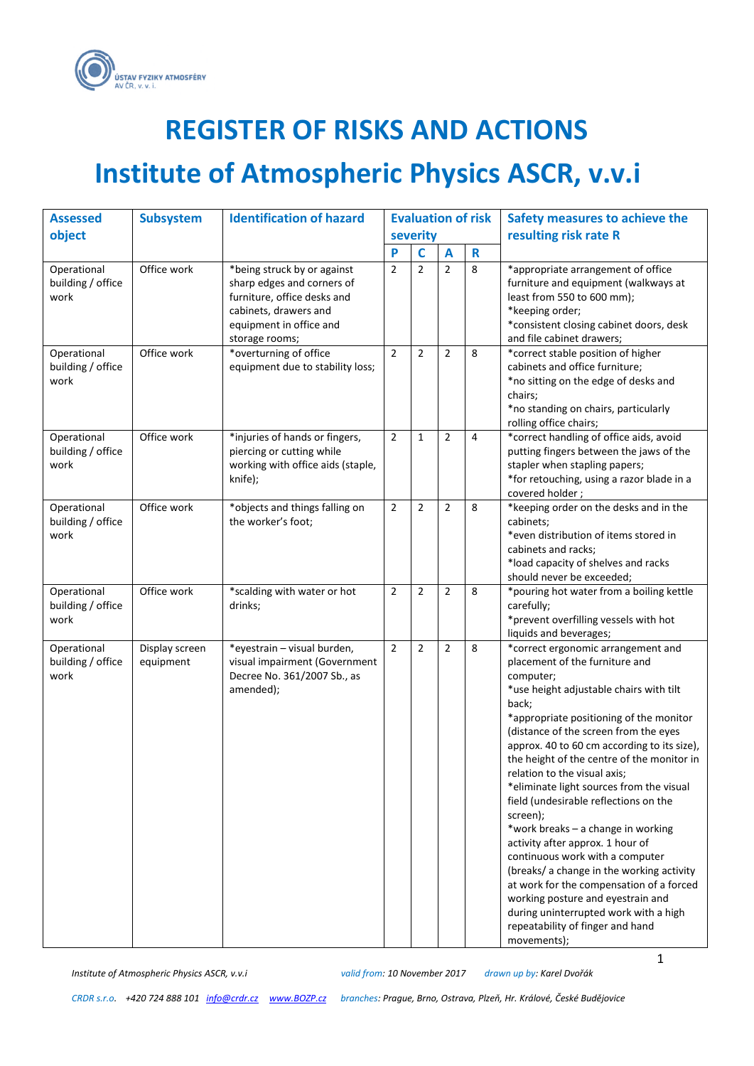# REGISTER OF RISKS AND ACTIONS

# Institute of Atmospheric Physics ASCR, v.v.i

| Assessed object | Subsystem | Identification of hazard | Evaluation of risk severity | | | | Safety measures to achieve the resulting risk rate R |
|---|---|---|---|---|---|---|---|
| | | | P | C | A | R | |
| Operational building / office work | Office work | *being struck by or against sharp edges and corners of furniture, office desks and cabinets, drawers and equipment in office and storage rooms; | 2 | 2 | 2 | 8 | *appropriate arrangement of office furniture and equipment (walkways at least from 550 to 600 mm);<br>*keeping order;<br>*consistent closing cabinet doors, desk and file cabinet drawers; |
| Operational building / office work | Office work | *overturning of office equipment due to stability loss; | 2 | 2 | 2 | 8 | *correct stable position of higher cabinets and office furniture;<br>*no sitting on the edge of desks and chairs;<br>*no standing on chairs, particularly rolling office chairs; |
| Operational building / office work | Office work | *injuries of hands or fingers, piercing or cutting while working with office aids (staple, knife); | 2 | 1 | 2 | 4 | *correct handling of office aids, avoid putting fingers between the jaws of the stapler when stapling papers;<br>*for retouching, using a razor blade in a covered holder ; |
| Operational building / office work | Office work | *objects and things falling on the worker's foot; | 2 | 2 | 2 | 8 | *keeping order on the desks and in the cabinets;<br>*even distribution of items stored in cabinets and racks;<br>*load capacity of shelves and racks should never be exceeded; |
| Operational building / office work | Office work | *scalding with water or hot drinks; | 2 | 2 | 2 | 8 | *pouring hot water from a boiling kettle carefully;<br>*prevent overfilling vessels with hot liquids and beverages; |
| Operational building / office work | Display screen equipment | *eyestrain – visual burden, visual impairment (Government Decree No. 361/2007 Sb., as amended); | 2 | 2 | 2 | 8 | *correct ergonomic arrangement and placement of the furniture and computer;<br>*use height adjustable chairs with tilt back;<br>*appropriate positioning of the monitor (distance of the screen from the eyes approx. 40 to 60 cm according to its size), the height of the centre of the monitor in relation to the visual axis;<br>*eliminate light sources from the visual field (undesirable reflections on the screen);<br>*work breaks – a change in working activity after approx. 1 hour of continuous work with a computer (breaks/ a change in the working activity at work for the compensation of a forced working posture and eyestrain and during uninterrupted work with a high repeatability of finger and hand movements); |

*Institute of Atmospheric Physics ASCR, v.v.i* *valid from: 10 November 2017* *drawn up by: Karel Dvořák*

*CRDR s.r.o. +420 724 888 101 info@crdr.cz www.BOZP.cz branches: Prague, Brno, Ostrava, Plzeň, Hr. Králové, České Budějovice*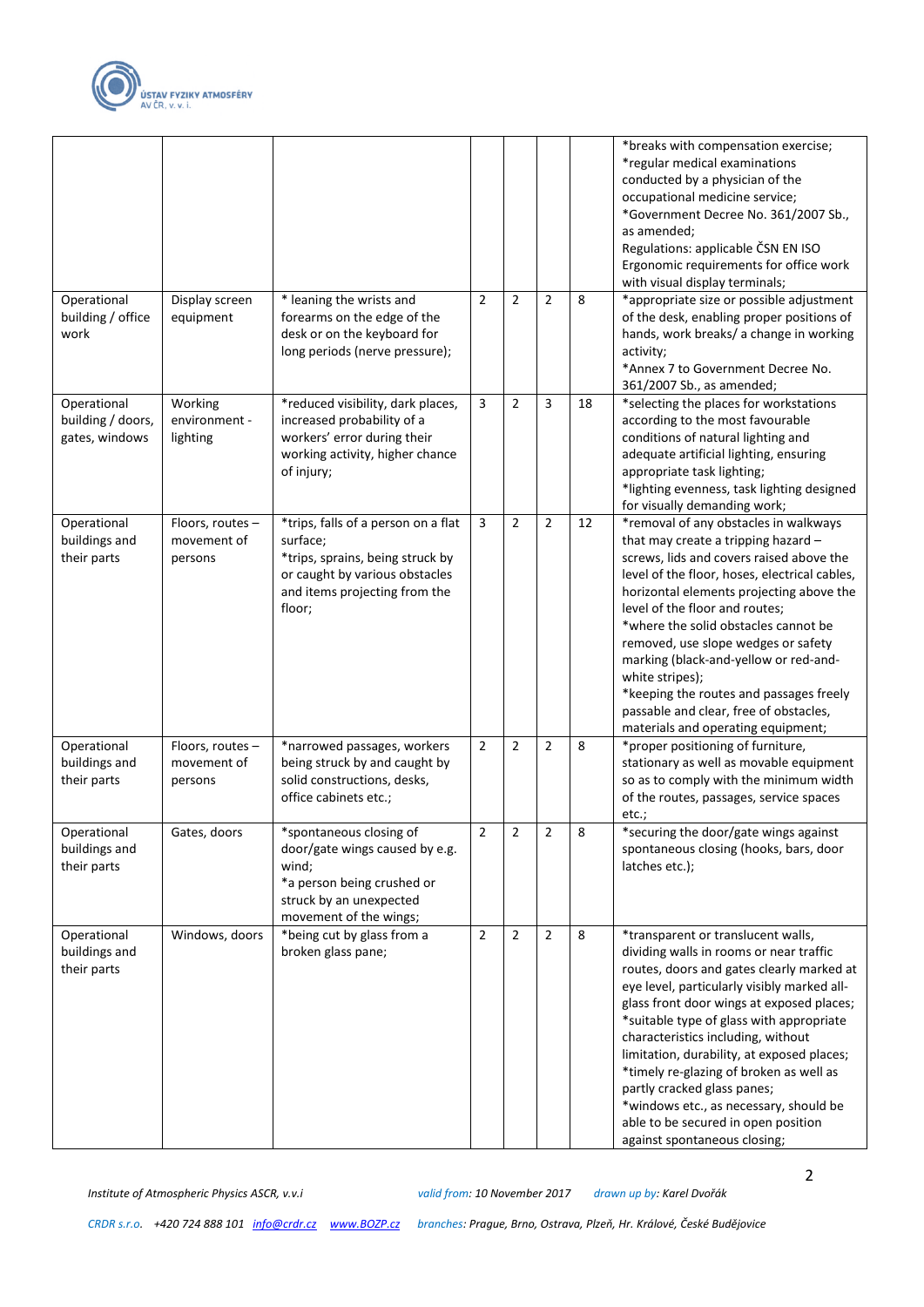|  |  |  |  |  |  |  |  |
|---|---|---|---|---|---|---|---|
|  |  |  |  |  |  |  | *breaks with compensation exercise;<br>*regular medical examinations conducted by a physician of the occupational medicine service;<br>*Government Decree No. 361/2007 Sb., as amended;<br>Regulations: applicable ČSN EN ISO Ergonomic requirements for office work with visual display terminals; |
| Operational building / office work | Display screen equipment | * leaning the wrists and forearms on the edge of the desk or on the keyboard for long periods (nerve pressure); | 2 | 2 | 2 | 8 | *appropriate size or possible adjustment of the desk, enabling proper positions of hands, work breaks/ a change in working activity;<br>*Annex 7 to Government Decree No. 361/2007 Sb., as amended; |
| Operational building / doors, gates, windows | Working environment - lighting | *reduced visibility, dark places, increased probability of a workers' error during their working activity, higher chance of injury; | 3 | 2 | 3 | 18 | *selecting the places for workstations according to the most favourable conditions of natural lighting and adequate artificial lighting, ensuring appropriate task lighting;<br>*lighting evenness, task lighting designed for visually demanding work; |
| Operational buildings and their parts | Floors, routes – movement of persons | *trips, falls of a person on a flat surface;<br>*trips, sprains, being struck by or caught by various obstacles and items projecting from the floor; | 3 | 2 | 2 | 12 | *removal of any obstacles in walkways that may create a tripping hazard – screws, lids and covers raised above the level of the floor, hoses, electrical cables, horizontal elements projecting above the level of the floor and routes;<br>*where the solid obstacles cannot be removed, use slope wedges or safety marking (black-and-yellow or red-and-white stripes);<br>*keeping the routes and passages freely passable and clear, free of obstacles, materials and operating equipment; |
| Operational buildings and their parts | Floors, routes – movement of persons | *narrowed passages, workers being struck by and caught by solid constructions, desks, office cabinets etc.; | 2 | 2 | 2 | 8 | *proper positioning of furniture, stationary as well as movable equipment so as to comply with the minimum width of the routes, passages, service spaces etc.; |
| Operational buildings and their parts | Gates, doors | *spontaneous closing of door/gate wings caused by e.g. wind;<br>*a person being crushed or struck by an unexpected movement of the wings; | 2 | 2 | 2 | 8 | *securing the door/gate wings against spontaneous closing (hooks, bars, door latches etc.); |
| Operational buildings and their parts | Windows, doors | *being cut by glass from a broken glass pane; | 2 | 2 | 2 | 8 | *transparent or translucent walls, dividing walls in rooms or near traffic routes, doors and gates clearly marked at eye level, particularly visibly marked all-glass front door wings at exposed places;<br>*suitable type of glass with appropriate characteristics including, without limitation, durability, at exposed places;<br>*timely re-glazing of broken as well as partly cracked glass panes;<br>*windows etc., as necessary, should be able to be secured in open position against spontaneous closing; |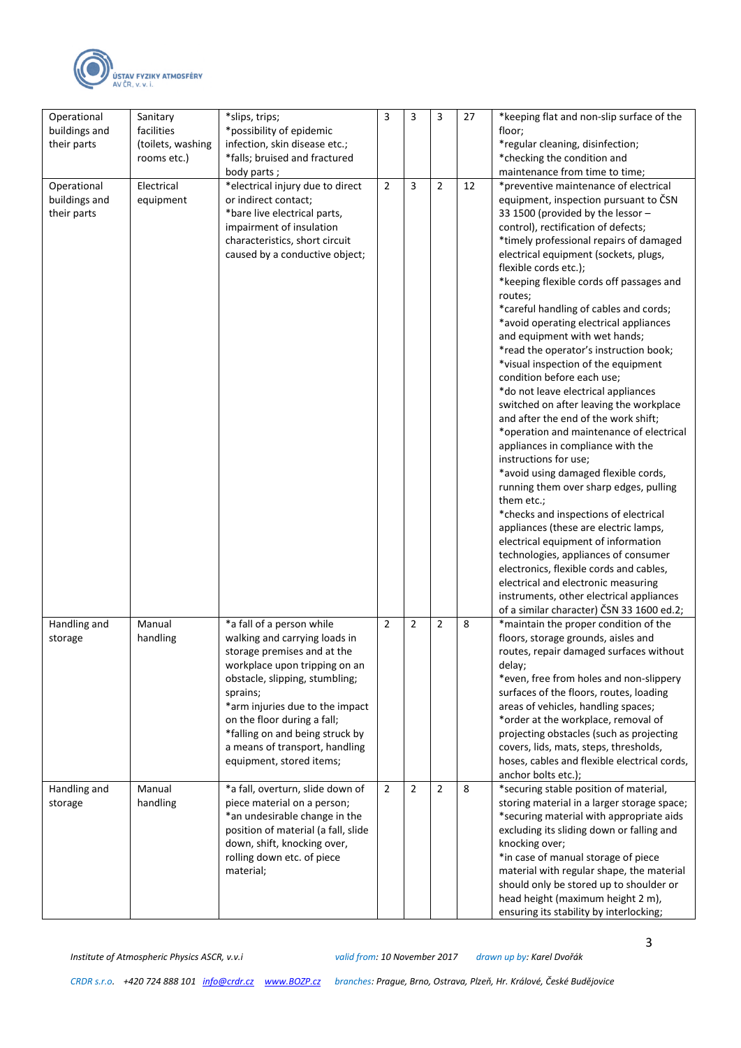| | | | | | | | |
|---|---|---|---|---|---|---|---|
| Operational buildings and their parts | Sanitary facilities (toilets, washing rooms etc.) | *slips, trips;<br>*possibility of epidemic infection, skin disease etc.;<br>*falls; bruised and fractured body parts ; | 3 | 3 | 3 | 27 | *keeping flat and non-slip surface of the floor;<br>*regular cleaning, disinfection;<br>*checking the condition and maintenance from time to time; |
| Operational buildings and their parts | Electrical equipment | *electrical injury due to direct or indirect contact;<br>*bare live electrical parts, impairment of insulation characteristics, short circuit caused by a conductive object; | 2 | 3 | 2 | 12 | *preventive maintenance of electrical equipment, inspection pursuant to ČSN 33 1500 (provided by the lessor – control), rectification of defects;<br>*timely professional repairs of damaged electrical equipment (sockets, plugs, flexible cords etc.);<br>*keeping flexible cords off passages and routes;<br>*careful handling of cables and cords;<br>*avoid operating electrical appliances and equipment with wet hands;<br>*read the operator's instruction book;<br>*visual inspection of the equipment condition before each use;<br>*do not leave electrical appliances switched on after leaving the workplace and after the end of the work shift;<br>*operation and maintenance of electrical appliances in compliance with the instructions for use;<br>*avoid using damaged flexible cords, running them over sharp edges, pulling them etc.;<br>*checks and inspections of electrical appliances (these are electric lamps, electrical equipment of information technologies, appliances of consumer electronics, flexible cords and cables, electrical and electronic measuring instruments, other electrical appliances of a similar character) ČSN 33 1600 ed.2; |
| Handling and storage | Manual handling | *a fall of a person while walking and carrying loads in storage premises and at the workplace upon tripping on an obstacle, slipping, stumbling; sprains;<br>*arm injuries due to the impact on the floor during a fall;<br>*falling on and being struck by a means of transport, handling equipment, stored items; | 2 | 2 | 2 | 8 | *maintain the proper condition of the floors, storage grounds, aisles and routes, repair damaged surfaces without delay;<br>*even, free from holes and non-slippery surfaces of the floors, routes, loading areas of vehicles, handling spaces;<br>*order at the workplace, removal of projecting obstacles (such as projecting covers, lids, mats, steps, thresholds, hoses, cables and flexible electrical cords, anchor bolts etc.); |
| Handling and storage | Manual handling | *a fall, overturn, slide down of piece material on a person;<br>*an undesirable change in the position of material (a fall, slide down, shift, knocking over, rolling down etc. of piece material; | 2 | 2 | 2 | 8 | *securing stable position of material, storing material in a larger storage space;<br>*securing material with appropriate aids excluding its sliding down or falling and knocking over;<br>*in case of manual storage of piece material with regular shape, the material should only be stored up to shoulder or head height (maximum height 2 m), ensuring its stability by interlocking; |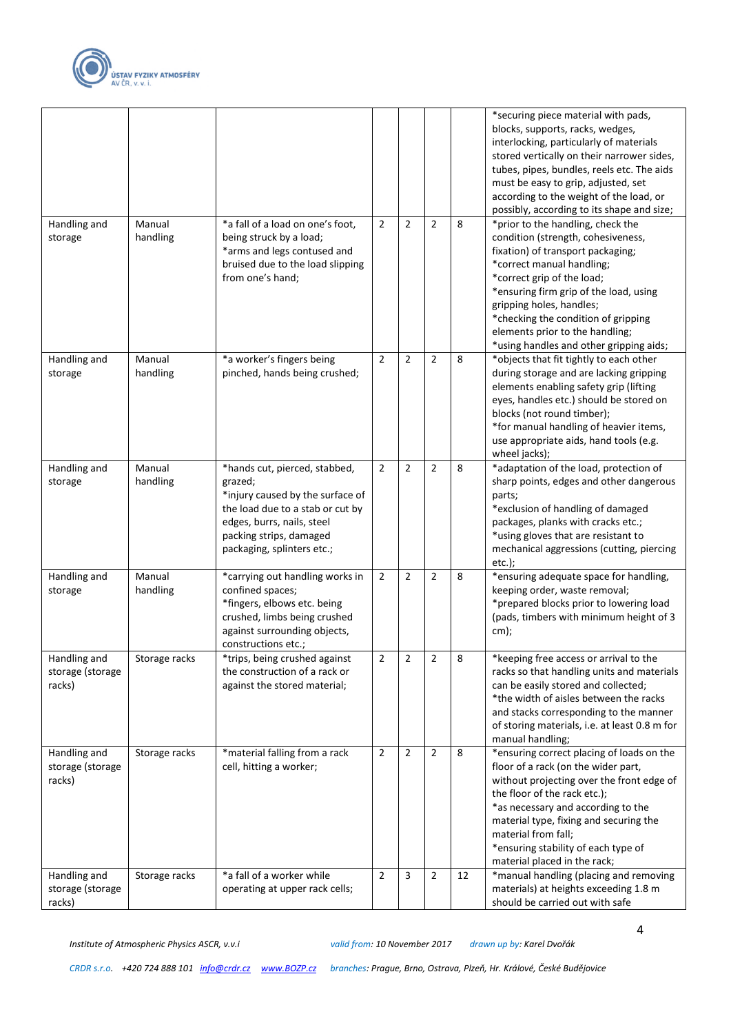| | | | | | | | |
|---|---|---|---|---|---|---|---|
| | | | | | | | *securing piece material with pads, blocks, supports, racks, wedges, interlocking, particularly of materials stored vertically on their narrower sides, tubes, pipes, bundles, reels etc. The aids must be easy to grip, adjusted, set according to the weight of the load, or possibly, according to its shape and size; |
| Handling and storage | Manual handling | *a fall of a load on one's foot, being struck by a load;<br>*arms and legs contused and bruised due to the load slipping from one's hand; | 2 | 2 | 2 | 8 | *prior to the handling, check the condition (strength, cohesiveness, fixation) of transport packaging;<br>*correct manual handling;<br>*correct grip of the load;<br>*ensuring firm grip of the load, using gripping holes, handles;<br>*checking the condition of gripping elements prior to the handling;<br>*using handles and other gripping aids; |
| Handling and storage | Manual handling | *a worker's fingers being pinched, hands being crushed; | 2 | 2 | 2 | 8 | *objects that fit tightly to each other during storage and are lacking gripping elements enabling safety grip (lifting eyes, handles etc.) should be stored on blocks (not round timber);<br>*for manual handling of heavier items, use appropriate aids, hand tools (e.g. wheel jacks); |
| Handling and storage | Manual handling | *hands cut, pierced, stabbed, grazed;<br>*injury caused by the surface of the load due to a stab or cut by edges, burrs, nails, steel packing strips, damaged packaging, splinters etc.; | 2 | 2 | 2 | 8 | *adaptation of the load, protection of sharp points, edges and other dangerous parts;<br>*exclusion of handling of damaged packages, planks with cracks etc.;<br>*using gloves that are resistant to mechanical aggressions (cutting, piercing etc.); |
| Handling and storage | Manual handling | *carrying out handling works in confined spaces;<br>*fingers, elbows etc. being crushed, limbs being crushed against surrounding objects, constructions etc.; | 2 | 2 | 2 | 8 | *ensuring adequate space for handling, keeping order, waste removal;<br>*prepared blocks prior to lowering load (pads, timbers with minimum height of 3 cm); |
| Handling and storage (storage racks) | Storage racks | *trips, being crushed against the construction of a rack or against the stored material; | 2 | 2 | 2 | 8 | *keeping free access or arrival to the racks so that handling units and materials can be easily stored and collected;<br>*the width of aisles between the racks and stacks corresponding to the manner of storing materials, i.e. at least 0.8 m for manual handling; |
| Handling and storage (storage racks) | Storage racks | *material falling from a rack cell, hitting a worker; | 2 | 2 | 2 | 8 | *ensuring correct placing of loads on the floor of a rack (on the wider part, without projecting over the front edge of the floor of the rack etc.);<br>*as necessary and according to the material type, fixing and securing the material from fall;<br>*ensuring stability of each type of material placed in the rack; |
| Handling and storage (storage racks) | Storage racks | *a fall of a worker while operating at upper rack cells; | 2 | 3 | 2 | 12 | *manual handling (placing and removing materials) at heights exceeding 1.8 m should be carried out with safe |

*Institute of Atmospheric Physics ASCR, v.v.i* *valid from: 10 November 2017* *drawn up by: Karel Dvořák*

*CRDR s.r.o.* *+420 724 888 101* *info@crdr.cz* *www.BOZP.cz* *branches: Prague, Brno, Ostrava, Plzeň, Hr. Králové, České Budějovice*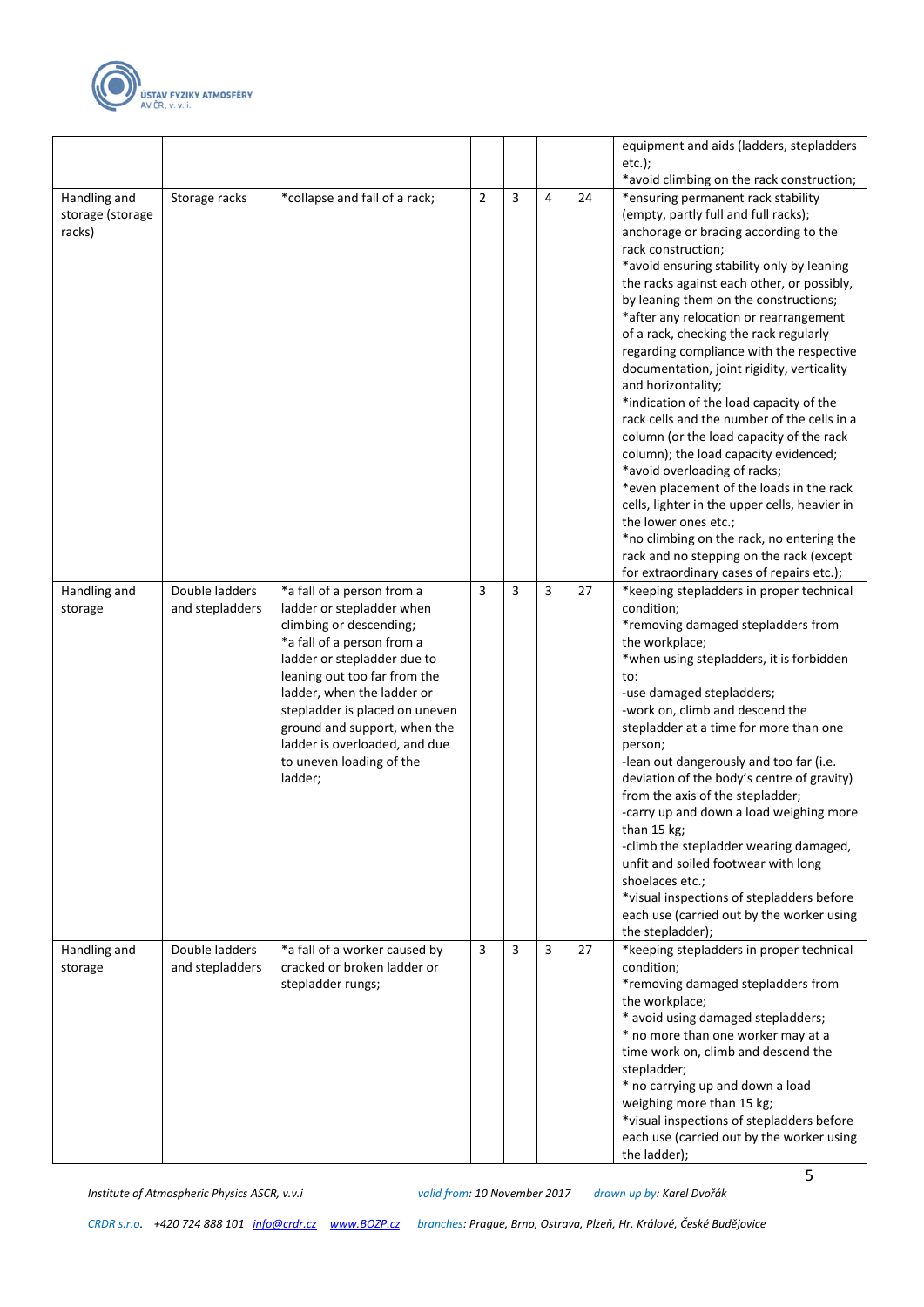| | | | | | | | |
|---|---|---|---|---|---|---|---|
| | | | | | | | equipment and aids (ladders, stepladders etc.);<br>*avoid climbing on the rack construction; |
| Handling and storage (storage racks) | Storage racks | *collapse and fall of a rack; | 2 | 3 | 4 | 24 | *ensuring permanent rack stability (empty, partly full and full racks); anchorage or bracing according to the rack construction;<br>*avoid ensuring stability only by leaning the racks against each other, or possibly, by leaning them on the constructions;<br>*after any relocation or rearrangement of a rack, checking the rack regularly regarding compliance with the respective documentation, joint rigidity, verticality and horizontality;<br>*indication of the load capacity of the rack cells and the number of the cells in a column (or the load capacity of the rack column); the load capacity evidenced;<br>*avoid overloading of racks;<br>*even placement of the loads in the rack cells, lighter in the upper cells, heavier in the lower ones etc.;<br>*no climbing on the rack, no entering the rack and no stepping on the rack (except for extraordinary cases of repairs etc.); |
| Handling and storage | Double ladders and stepladders | *a fall of a person from a ladder or stepladder when climbing or descending;<br>*a fall of a person from a ladder or stepladder due to leaning out too far from the ladder, when the ladder or stepladder is placed on uneven ground and support, when the ladder is overloaded, and due to uneven loading of the ladder; | 3 | 3 | 3 | 27 | *keeping stepladders in proper technical condition;<br>*removing damaged stepladders from the workplace;<br>*when using stepladders, it is forbidden to:<br>-use damaged stepladders;<br>-work on, climb and descend the stepladder at a time for more than one person;<br>-lean out dangerously and too far (i.e. deviation of the body's centre of gravity) from the axis of the stepladder;<br>-carry up and down a load weighing more than 15 kg;<br>-climb the stepladder wearing damaged, unfit and soiled footwear with long shoelaces etc.;<br>*visual inspections of stepladders before each use (carried out by the worker using the stepladder); |
| Handling and storage | Double ladders and stepladders | *a fall of a worker caused by cracked or broken ladder or stepladder rungs; | 3 | 3 | 3 | 27 | *keeping stepladders in proper technical condition;<br>*removing damaged stepladders from the workplace;<br>* avoid using damaged stepladders;<br>* no more than one worker may at a time work on, climb and descend the stepladder;<br>* no carrying up and down a load weighing more than 15 kg;<br>*visual inspections of stepladders before each use (carried out by the worker using the ladder); |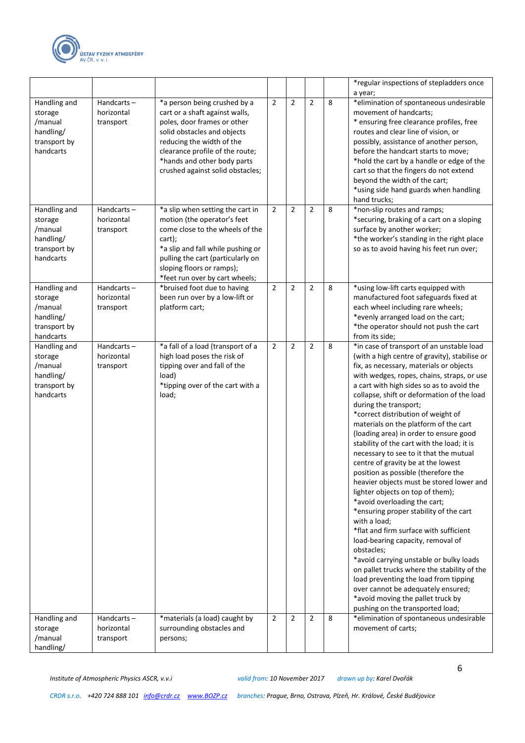| | | | | | | | |
|---|---|---|---|---|---|---|---|
| | | | | | | | *regular inspections of stepladders once a year; |
| Handling and storage /manual handling/ transport by handcarts | Handcarts – horizontal transport | *a person being crushed by a cart or a shaft against walls, poles, door frames or other solid obstacles and objects reducing the width of the clearance profile of the route; *hands and other body parts crushed against solid obstacles; | 2 | 2 | 2 | 8 | *elimination of spontaneous undesirable movement of handcarts; * ensuring free clearance profiles, free routes and clear line of vision, or possibly, assistance of another person, before the handcart starts to move; *hold the cart by a handle or edge of the cart so that the fingers do not extend beyond the width of the cart; *using side hand guards when handling hand trucks; |
| Handling and storage /manual handling/ transport by handcarts | Handcarts – horizontal transport | *a slip when setting the cart in motion (the operator's feet come close to the wheels of the cart); *a slip and fall while pushing or pulling the cart (particularly on sloping floors or ramps); *feet run over by cart wheels; | 2 | 2 | 2 | 8 | *non-slip routes and ramps; *securing, braking of a cart on a sloping surface by another worker; *the worker's standing in the right place so as to avoid having his feet run over; |
| Handling and storage /manual handling/ transport by handcarts | Handcarts – horizontal transport | *bruised foot due to having been run over by a low-lift or platform cart; | 2 | 2 | 2 | 8 | *using low-lift carts equipped with manufactured foot safeguards fixed at each wheel including rare wheels; *evenly arranged load on the cart; *the operator should not push the cart from its side; |
| Handling and storage /manual handling/ transport by handcarts | Handcarts – horizontal transport | *a fall of a load (transport of a high load poses the risk of tipping over and fall of the load) *tipping over of the cart with a load; | 2 | 2 | 2 | 8 | *in case of transport of an unstable load (with a high centre of gravity), stabilise or fix, as necessary, materials or objects with wedges, ropes, chains, straps, or use a cart with high sides so as to avoid the collapse, shift or deformation of the load during the transport; *correct distribution of weight of materials on the platform of the cart (loading area) in order to ensure good stability of the cart with the load; it is necessary to see to it that the mutual centre of gravity be at the lowest position as possible (therefore the heavier objects must be stored lower and lighter objects on top of them); *avoid overloading the cart; *ensuring proper stability of the cart with a load; *flat and firm surface with sufficient load-bearing capacity, removal of obstacles; *avoid carrying unstable or bulky loads on pallet trucks where the stability of the load preventing the load from tipping over cannot be adequately ensured; *avoid moving the pallet truck by pushing on the transported load; |
| Handling and storage /manual handling/ | Handcarts – horizontal transport | *materials (a load) caught by surrounding obstacles and persons; | 2 | 2 | 2 | 8 | *elimination of spontaneous undesirable movement of carts; |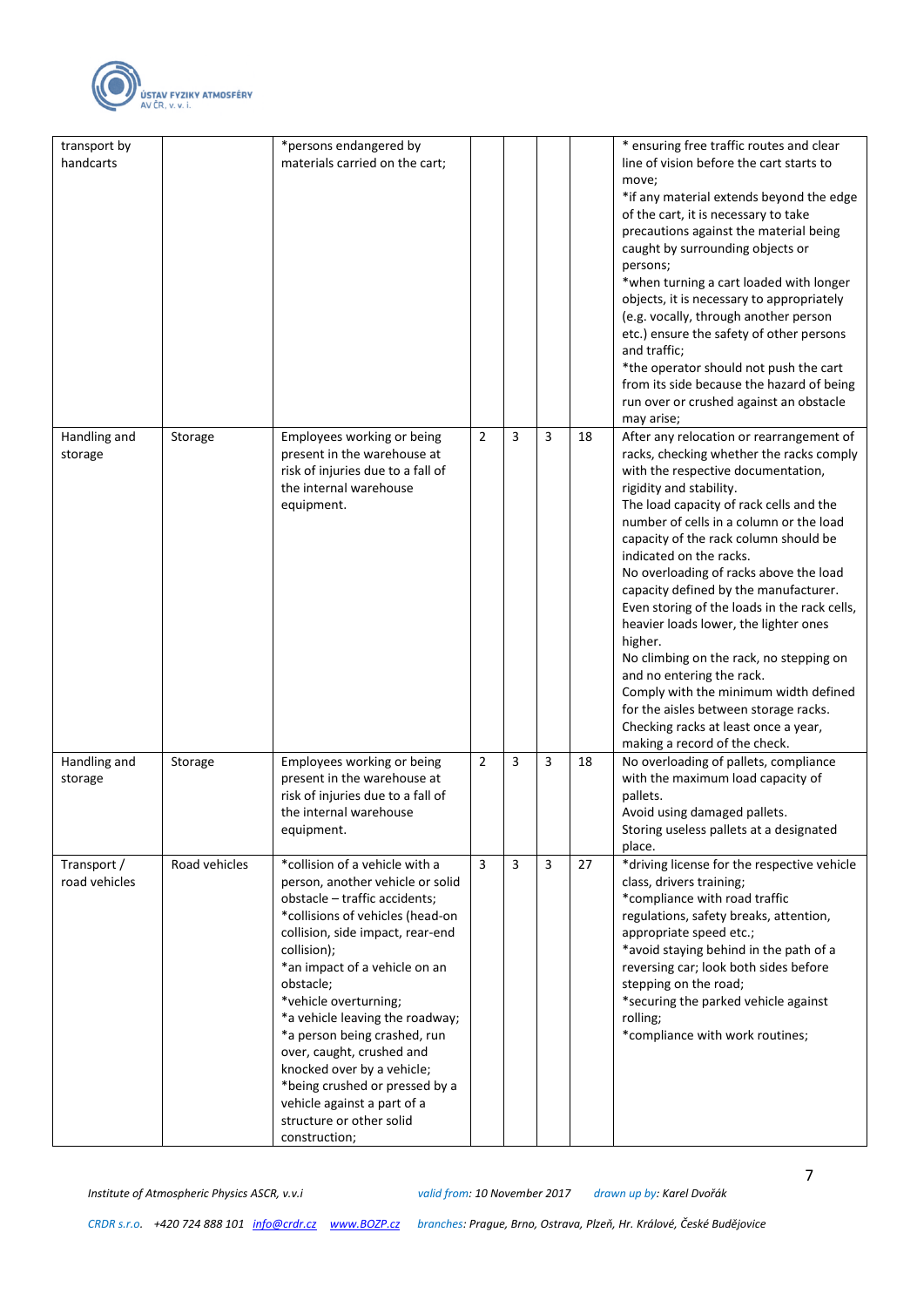| | | | | | | | |
|---|---|---|---|---|---|---|---|
| transport by handcarts | | *persons endangered by materials carried on the cart; | | | | | * ensuring free traffic routes and clear line of vision before the cart starts to move;<br>*if any material extends beyond the edge of the cart, it is necessary to take precautions against the material being caught by surrounding objects or persons;<br>*when turning a cart loaded with longer objects, it is necessary to appropriately (e.g. vocally, through another person etc.) ensure the safety of other persons and traffic;<br>*the operator should not push the cart from its side because the hazard of being run over or crushed against an obstacle may arise; |
| Handling and storage | Storage | Employees working or being present in the warehouse at risk of injuries due to a fall of the internal warehouse equipment. | 2 | 3 | 3 | 18 | After any relocation or rearrangement of racks, checking whether the racks comply with the respective documentation, rigidity and stability.<br>The load capacity of rack cells and the number of cells in a column or the load capacity of the rack column should be indicated on the racks.<br>No overloading of racks above the load capacity defined by the manufacturer.<br>Even storing of the loads in the rack cells, heavier loads lower, the lighter ones higher.<br>No climbing on the rack, no stepping on and no entering the rack.<br>Comply with the minimum width defined for the aisles between storage racks.<br>Checking racks at least once a year, making a record of the check. |
| Handling and storage | Storage | Employees working or being present in the warehouse at risk of injuries due to a fall of the internal warehouse equipment. | 2 | 3 | 3 | 18 | No overloading of pallets, compliance with the maximum load capacity of pallets.<br>Avoid using damaged pallets.<br>Storing useless pallets at a designated place. |
| Transport / road vehicles | Road vehicles | *collision of a vehicle with a person, another vehicle or solid obstacle – traffic accidents;<br>*collisions of vehicles (head-on collision, side impact, rear-end collision);<br>*an impact of a vehicle on an obstacle;<br>*vehicle overturning;<br>*a vehicle leaving the roadway;<br>*a person being crashed, run over, caught, crushed and knocked over by a vehicle;<br>*being crushed or pressed by a vehicle against a part of a structure or other solid construction; | 3 | 3 | 3 | 27 | *driving license for the respective vehicle class, drivers training;<br>*compliance with road traffic regulations, safety breaks, attention, appropriate speed etc.;<br>*avoid staying behind in the path of a reversing car; look both sides before stepping on the road;<br>*securing the parked vehicle against rolling;<br>*compliance with work routines; |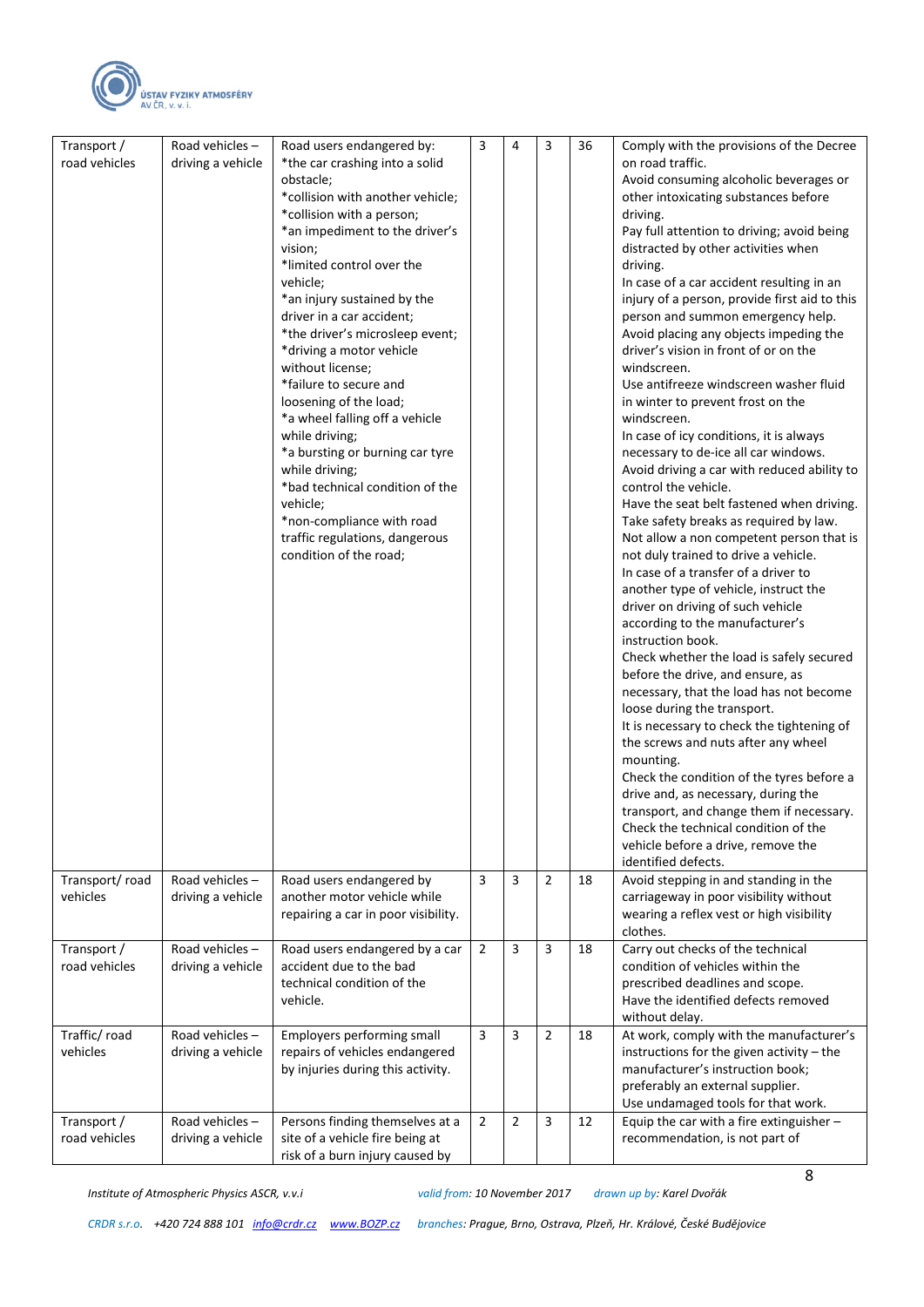| Transport / road vehicles | Road vehicles – driving a vehicle | Road users endangered by:<br>*the car crashing into a solid obstacle;<br>*collision with another vehicle;<br>*collision with a person;<br>*an impediment to the driver's vision;<br>*limited control over the vehicle;<br>*an injury sustained by the driver in a car accident;<br>*the driver's microsleep event;<br>*driving a motor vehicle without license;<br>*failure to secure and loosening of the load;<br>*a wheel falling off a vehicle while driving;<br>*a bursting or burning car tyre while driving;<br>*bad technical condition of the vehicle;<br>*non-compliance with road traffic regulations, dangerous condition of the road; | 3 | 4 | 3 | 36 | Comply with the provisions of the Decree on road traffic.<br>Avoid consuming alcoholic beverages or other intoxicating substances before driving.<br>Pay full attention to driving; avoid being distracted by other activities when driving.<br>In case of a car accident resulting in an injury of a person, provide first aid to this person and summon emergency help.<br>Avoid placing any objects impeding the driver's vision in front of or on the windscreen.<br>Use antifreeze windscreen washer fluid in winter to prevent frost on the windscreen.<br>In case of icy conditions, it is always necessary to de-ice all car windows.<br>Avoid driving a car with reduced ability to control the vehicle.<br>Have the seat belt fastened when driving.<br>Take safety breaks as required by law.<br>Not allow a non competent person that is not duly trained to drive a vehicle.<br>In case of a transfer of a driver to another type of vehicle, instruct the driver on driving of such vehicle according to the manufacturer's instruction book.<br>Check whether the load is safely secured before the drive, and ensure, as necessary, that the load has not become loose during the transport.<br>It is necessary to check the tightening of the screws and nuts after any wheel mounting.<br>Check the condition of the tyres before a drive and, as necessary, during the transport, and change them if necessary.<br>Check the technical condition of the vehicle before a drive, remove the identified defects. |
|---|---|---|---|---|---|---|---|
| Transport/ road vehicles | Road vehicles – driving a vehicle | Road users endangered by another motor vehicle while repairing a car in poor visibility. | 3 | 3 | 2 | 18 | Avoid stepping in and standing in the carriageway in poor visibility without wearing a reflex vest or high visibility clothes. |
| Transport / road vehicles | Road vehicles – driving a vehicle | Road users endangered by a car accident due to the bad technical condition of the vehicle. | 2 | 3 | 3 | 18 | Carry out checks of the technical condition of vehicles within the prescribed deadlines and scope.<br>Have the identified defects removed without delay. |
| Traffic/ road vehicles | Road vehicles – driving a vehicle | Employers performing small repairs of vehicles endangered by injuries during this activity. | 3 | 3 | 2 | 18 | At work, comply with the manufacturer's instructions for the given activity – the manufacturer's instruction book; preferably an external supplier.<br>Use undamaged tools for that work. |
| Transport / road vehicles | Road vehicles – driving a vehicle | Persons finding themselves at a site of a vehicle fire being at risk of a burn injury caused by | 2 | 2 | 3 | 12 | Equip the car with a fire extinguisher – recommendation, is not part of |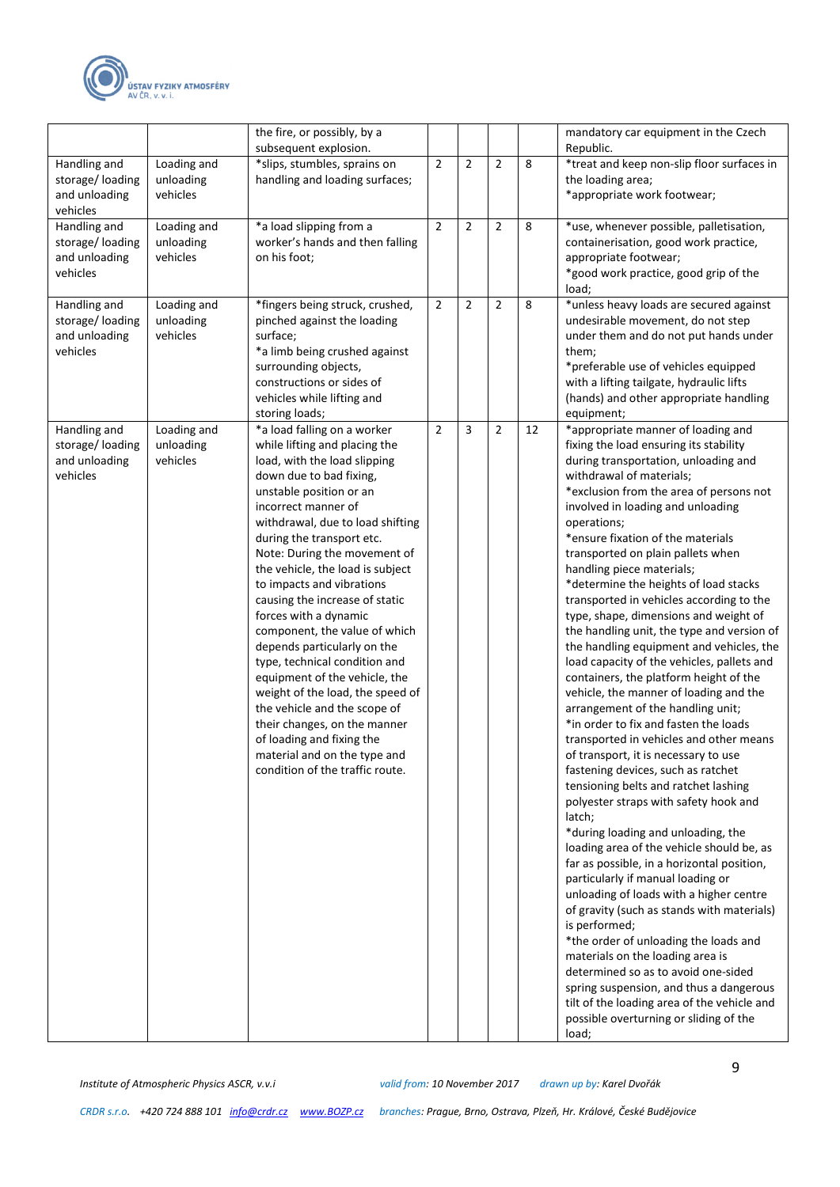| | | | | | | | |
|---|---|---|---|---|---|---|---|
| | | the fire, or possibly, by a subsequent explosion. | | | | | mandatory car equipment in the Czech Republic. |
| Handling and storage/ loading and unloading vehicles | Loading and unloading vehicles | *slips, stumbles, sprains on handling and loading surfaces; | 2 | 2 | 2 | 8 | *treat and keep non-slip floor surfaces in the loading area;<br>*appropriate work footwear; |
| Handling and storage/ loading and unloading vehicles | Loading and unloading vehicles | *a load slipping from a worker's hands and then falling on his foot; | 2 | 2 | 2 | 8 | *use, whenever possible, palletisation, containerisation, good work practice, appropriate footwear;<br>*good work practice, good grip of the load; |
| Handling and storage/ loading and unloading vehicles | Loading and unloading vehicles | *fingers being struck, crushed, pinched against the loading surface;<br>*a limb being crushed against surrounding objects, constructions or sides of vehicles while lifting and storing loads; | 2 | 2 | 2 | 8 | *unless heavy loads are secured against undesirable movement, do not step under them and do not put hands under them;<br>*preferable use of vehicles equipped with a lifting tailgate, hydraulic lifts (hands) and other appropriate handling equipment; |
| Handling and storage/ loading and unloading vehicles | Loading and unloading vehicles | *a load falling on a worker while lifting and placing the load, with the load slipping down due to bad fixing, unstable position or an incorrect manner of withdrawal, due to load shifting during the transport etc.<br>Note: During the movement of the vehicle, the load is subject to impacts and vibrations causing the increase of static forces with a dynamic component, the value of which depends particularly on the type, technical condition and equipment of the vehicle, the weight of the load, the speed of the vehicle and the scope of their changes, on the manner of loading and fixing the material and on the type and condition of the traffic route. | 2 | 3 | 2 | 12 | *appropriate manner of loading and fixing the load ensuring its stability during transportation, unloading and withdrawal of materials;<br>*exclusion from the area of persons not involved in loading and unloading operations;<br>*ensure fixation of the materials transported on plain pallets when handling piece materials;<br>*determine the heights of load stacks transported in vehicles according to the type, shape, dimensions and weight of the handling unit, the type and version of the handling equipment and vehicles, the load capacity of the vehicles, pallets and containers, the platform height of the vehicle, the manner of loading and the arrangement of the handling unit;<br>*in order to fix and fasten the loads transported in vehicles and other means of transport, it is necessary to use fastening devices, such as ratchet tensioning belts and ratchet lashing polyester straps with safety hook and latch;<br>*during loading and unloading, the loading area of the vehicle should be, as far as possible, in a horizontal position, particularly if manual loading or unloading of loads with a higher centre of gravity (such as stands with materials) is performed;<br>*the order of unloading the loads and materials on the loading area is determined so as to avoid one-sided spring suspension, and thus a dangerous tilt of the loading area of the vehicle and possible overturning or sliding of the load; |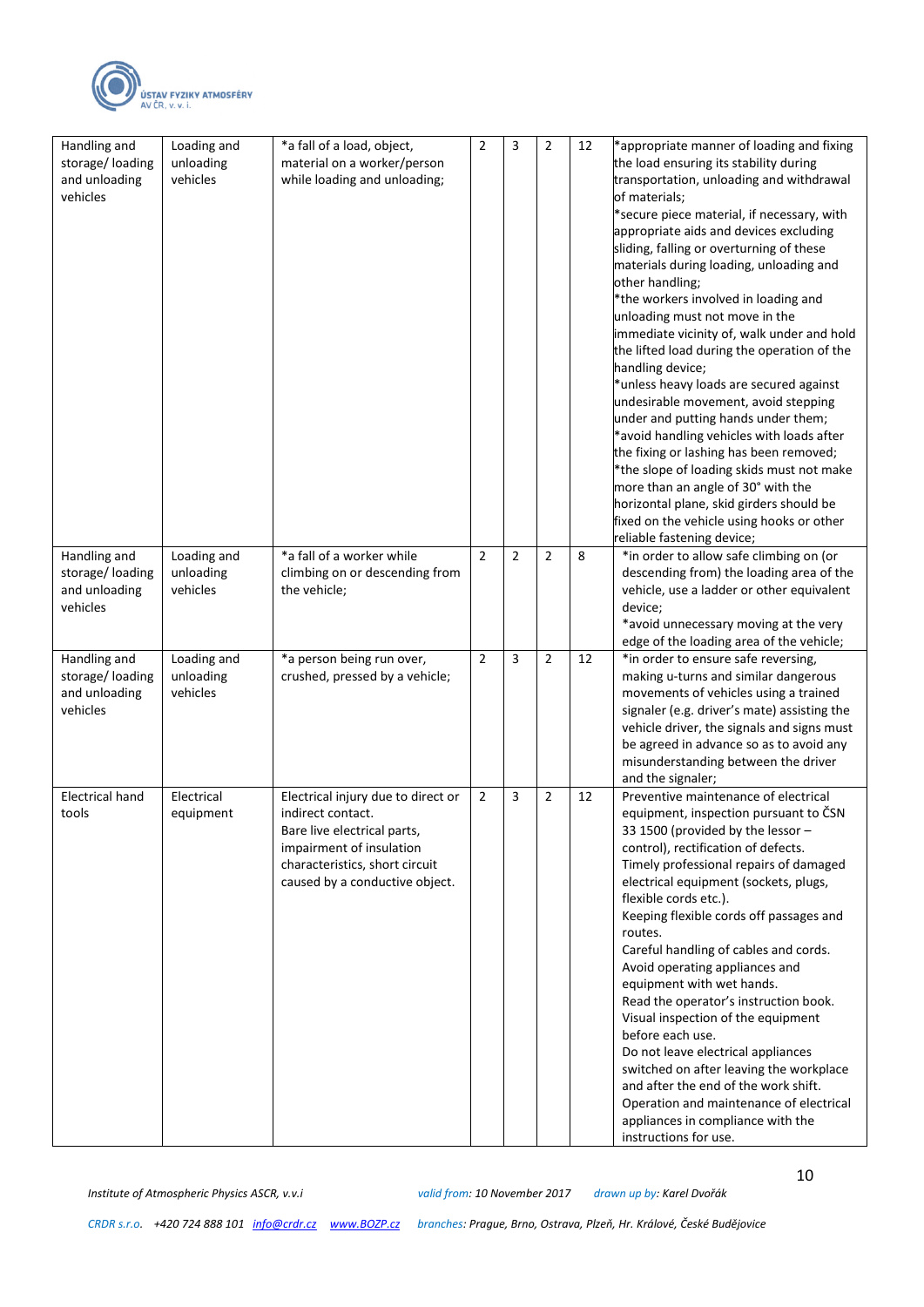| Handling and storage/ loading and unloading vehicles | Loading and unloading vehicles | *a fall of a load, object, material on a worker/person while loading and unloading; | 2 | 3 | 2 | 12 | *appropriate manner of loading and fixing the load ensuring its stability during transportation, unloading and withdrawal of materials;<br>*secure piece material, if necessary, with appropriate aids and devices excluding sliding, falling or overturning of these materials during loading, unloading and other handling;<br>*the workers involved in loading and unloading must not move in the immediate vicinity of, walk under and hold the lifted load during the operation of the handling device;<br>*unless heavy loads are secured against undesirable movement, avoid stepping under and putting hands under them;<br>*avoid handling vehicles with loads after the fixing or lashing has been removed;<br>*the slope of loading skids must not make more than an angle of 30° with the horizontal plane, skid girders should be fixed on the vehicle using hooks or other reliable fastening device; |
|---|---|---|---|---|---|---|---|
| Handling and storage/ loading and unloading vehicles | Loading and unloading vehicles | *a fall of a worker while climbing on or descending from the vehicle; | 2 | 2 | 2 | 8 | *in order to allow safe climbing on (or descending from) the loading area of the vehicle, use a ladder or other equivalent device;<br>*avoid unnecessary moving at the very edge of the loading area of the vehicle; |
| Handling and storage/ loading and unloading vehicles | Loading and unloading vehicles | *a person being run over, crushed, pressed by a vehicle; | 2 | 3 | 2 | 12 | *in order to ensure safe reversing, making u-turns and similar dangerous movements of vehicles using a signaler (e.g. driver's mate) assisting the vehicle driver, the signals and signs must be agreed in advance so as to avoid any misunderstanding between the driver and the signaler; |
| Electrical hand tools | Electrical equipment | Electrical injury due to direct or indirect contact.<br>Bare live electrical parts, impairment of insulation characteristics, short circuit caused by a conductive object. | 2 | 3 | 2 | 12 | Preventive maintenance of electrical equipment, inspection pursuant to ČSN 33 1500 (provided by the lessor – control), rectification of defects.<br>Timely professional repairs of damaged electrical equipment (sockets, plugs, flexible cords etc.).<br>Keeping flexible cords off passages and routes.<br>Careful handling of cables and cords.<br>Avoid operating appliances and equipment with wet hands.<br>Read the operator's instruction book.<br>Visual inspection of the equipment before each use.<br>Do not leave electrical appliances switched on after leaving the workplace and after the end of the work shift.<br>Operation and maintenance of electrical appliances in compliance with the instructions for use. |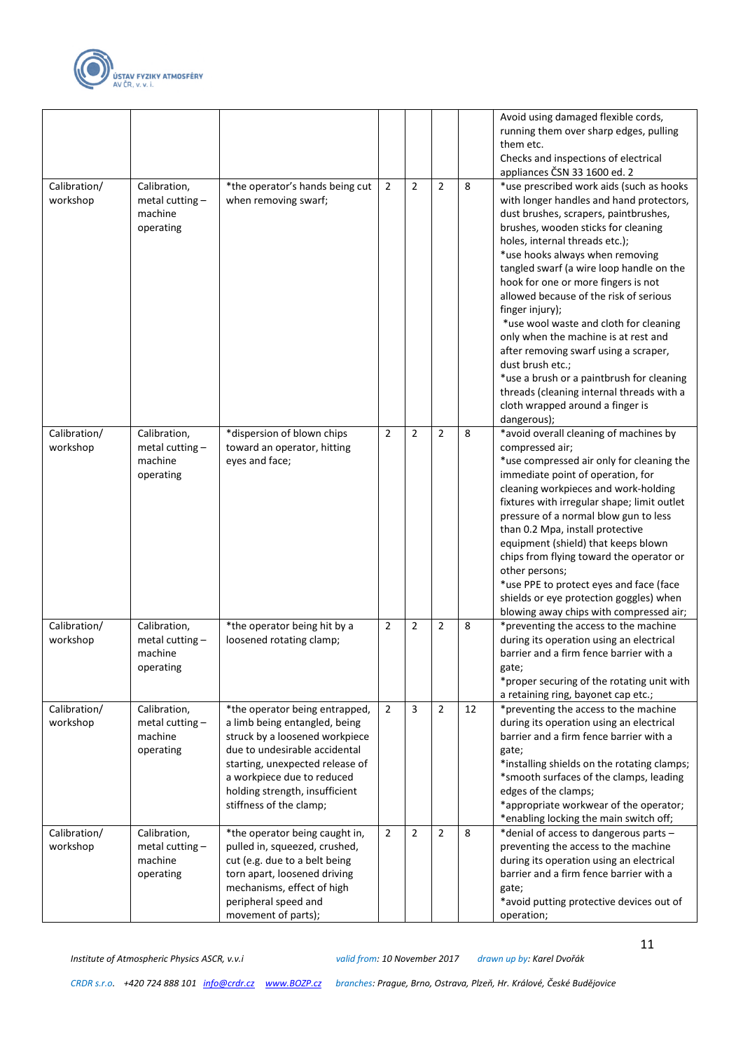| | | | | | | | |
|---|---|---|---|---|---|---|---|
| | | | | | | | Avoid using damaged flexible cords, running them over sharp edges, pulling them etc.<br>Checks and inspections of electrical appliances ČSN 33 1600 ed. 2 |
| Calibration/ workshop | Calibration, metal cutting – machine operating | *the operator's hands being cut when removing swarf; | 2 | 2 | 2 | 8 | *use prescribed work aids (such as hooks with longer handles and hand protectors, dust brushes, scrapers, paintbrushes, brushes, wooden sticks for cleaning holes, internal threads etc.);<br>*use hooks always when removing tangled swarf (a wire loop handle on the hook for one or more fingers is not allowed because of the risk of serious finger injury);<br>*use wool waste and cloth for cleaning only when the machine is at rest and after removing swarf using a scraper, dust brush etc.;<br>*use a brush or a paintbrush for cleaning threads (cleaning internal threads with a cloth wrapped around a finger is dangerous); |
| Calibration/ workshop | Calibration, metal cutting – machine operating | *dispersion of blown chips toward an operator, hitting eyes and face; | 2 | 2 | 2 | 8 | *avoid overall cleaning of machines by compressed air;<br>*use compressed air only for cleaning the immediate point of operation, for cleaning workpieces and work-holding fixtures with irregular shape; limit outlet pressure of a normal blow gun to less than 0.2 Mpa, install protective equipment (shield) that keeps blown chips from flying toward the operator or other persons;<br>*use PPE to protect eyes and face (face shields or eye protection goggles) when blowing away chips with compressed air; |
| Calibration/ workshop | Calibration, metal cutting – machine operating | *the operator being hit by a loosened rotating clamp; | 2 | 2 | 2 | 8 | *preventing the access to the machine during its operation using an electrical barrier and a firm fence barrier with a gate;<br>*proper securing of the rotating unit with a retaining ring, bayonet cap etc.; |
| Calibration/ workshop | Calibration, metal cutting – machine operating | *the operator being entrapped, a limb being entangled, being struck by a loosened workpiece due to undesirable accidental starting, unexpected release of a workpiece due to reduced holding strength, insufficient stiffness of the clamp; | 2 | 3 | 2 | 12 | *preventing the access to the machine during its operation using an electrical barrier and a firm fence barrier with a gate;<br>*installing shields on the rotating clamps;<br>*smooth surfaces of the clamps, leading edges of the clamps;<br>*appropriate workwear of the operator;<br>*enabling locking the main switch off; |
| Calibration/ workshop | Calibration, metal cutting – machine operating | *the operator being caught in, pulled in, squeezed, crushed, cut (e.g. due to a belt being torn apart, loosened driving mechanisms, effect of high peripheral speed and movement of parts); | 2 | 2 | 2 | 8 | *denial of access to dangerous parts – preventing the access to the machine during its operation using an electrical barrier and a firm fence barrier with a gate;<br>*avoid putting protective devices out of operation; |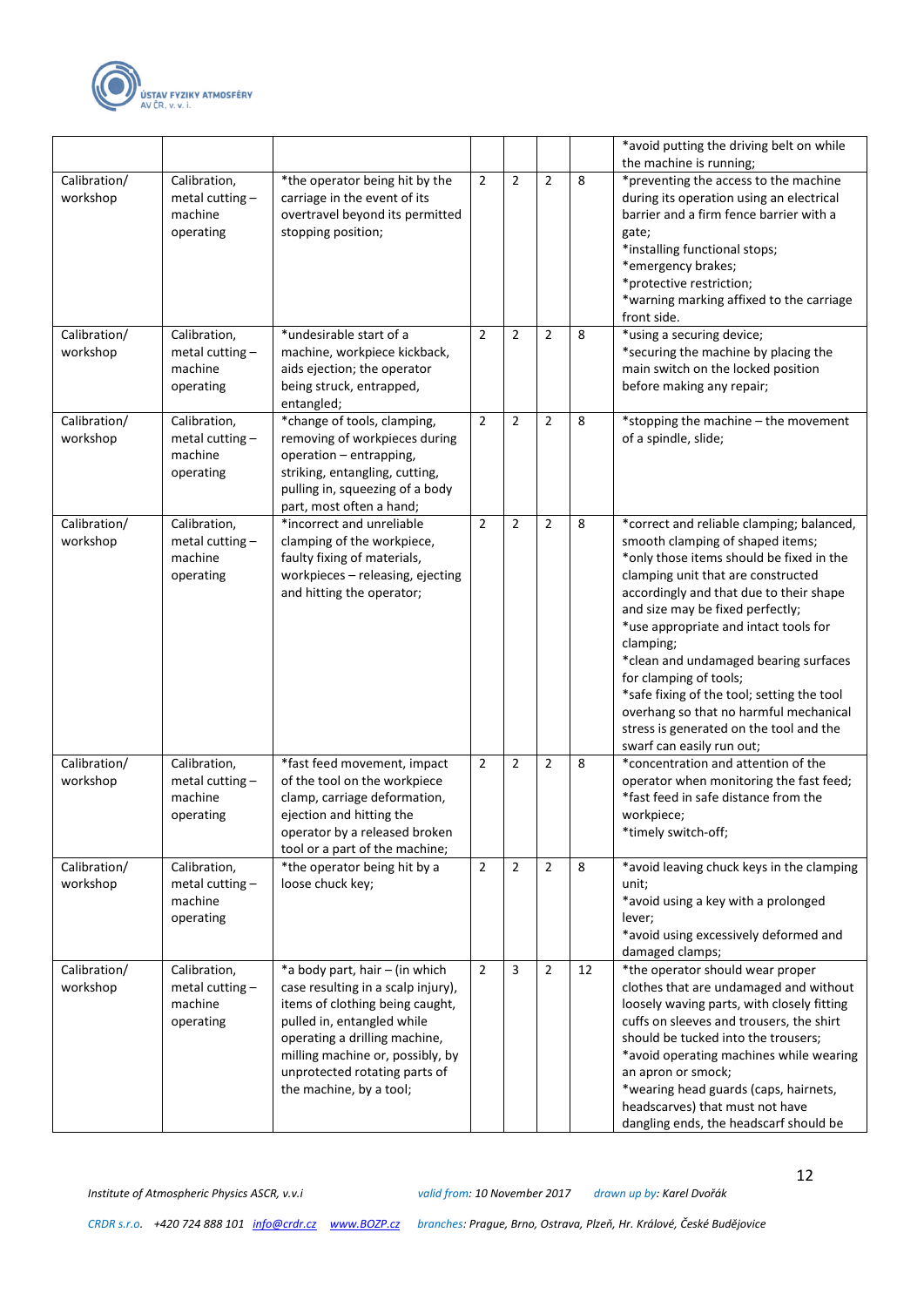| | | | | | | | |
|---|---|---|---|---|---|---|---|
| | | | | | | | *avoid putting the driving belt on while the machine is running; |
| Calibration/ workshop | Calibration, metal cutting – machine operating | *the operator being hit by the carriage in the event of its overtravel beyond its permitted stopping position; | 2 | 2 | 2 | 8 | *preventing the access to the machine during its operation using an electrical barrier and a firm fence barrier with a gate;<br>*installing functional stops;<br>*emergency brakes;<br>*protective restriction;<br>*warning marking affixed to the carriage front side. |
| Calibration/ workshop | Calibration, metal cutting – machine operating | *undesirable start of a machine, workpiece kickback, aids ejection; the operator being struck, entrapped, entangled; | 2 | 2 | 2 | 8 | *using a securing device;<br>*securing the machine by placing the main switch on the locked position before making any repair; |
| Calibration/ workshop | Calibration, metal cutting – machine operating | *change of tools, clamping, removing of workpieces during operation – entrapping, striking, entangling, cutting, pulling in, squeezing of a body part, most often a hand; | 2 | 2 | 2 | 8 | *stopping the machine – the movement of a spindle, slide; |
| Calibration/ workshop | Calibration, metal cutting – machine operating | *incorrect and unreliable clamping of the workpiece, faulty fixing of materials, workpieces – releasing, ejecting and hitting the operator; | 2 | 2 | 2 | 8 | *correct and reliable clamping; balanced, smooth clamping of shaped items;<br>*only those items should be fixed in the clamping unit that are constructed accordingly and that due to their shape and size may be fixed perfectly;<br>*use appropriate and intact tools for clamping;<br>*clean and undamaged bearing surfaces for clamping of tools;<br>*safe fixing of the tool; setting the tool overhang so that no harmful mechanical stress is generated on the tool and the swarf can easily run out; |
| Calibration/ workshop | Calibration, metal cutting – machine operating | *fast feed movement, impact of the tool on the workpiece clamp, carriage deformation, ejection and hitting the operator by a released broken tool or a part of the machine; | 2 | 2 | 2 | 8 | *concentration and attention of the operator when monitoring the fast feed;<br>*fast feed in safe distance from the workpiece;<br>*timely switch-off; |
| Calibration/ workshop | Calibration, metal cutting – machine operating | *the operator being hit by a loose chuck key; | 2 | 2 | 2 | 8 | *avoid leaving chuck keys in the clamping unit;<br>*avoid using a key with a prolonged lever;<br>*avoid using excessively deformed and damaged clamps; |
| Calibration/ workshop | Calibration, metal cutting – machine operating | *a body part, hair – (in which case resulting in a scalp injury), items of clothing being caught, pulled in, entangled while operating a drilling machine, milling machine or, possibly, by unprotected rotating parts of the machine, by a tool; | 2 | 3 | 2 | 12 | *the operator should wear proper clothes that are undamaged and without loosely waving parts, with closely fitting cuffs on sleeves and trousers, the shirt should be tucked into the trousers;<br>*avoid operating machines while wearing an apron or smock;<br>*wearing head guards (caps, hairnets, headscarves) that must not have dangling ends, the headscarf should be |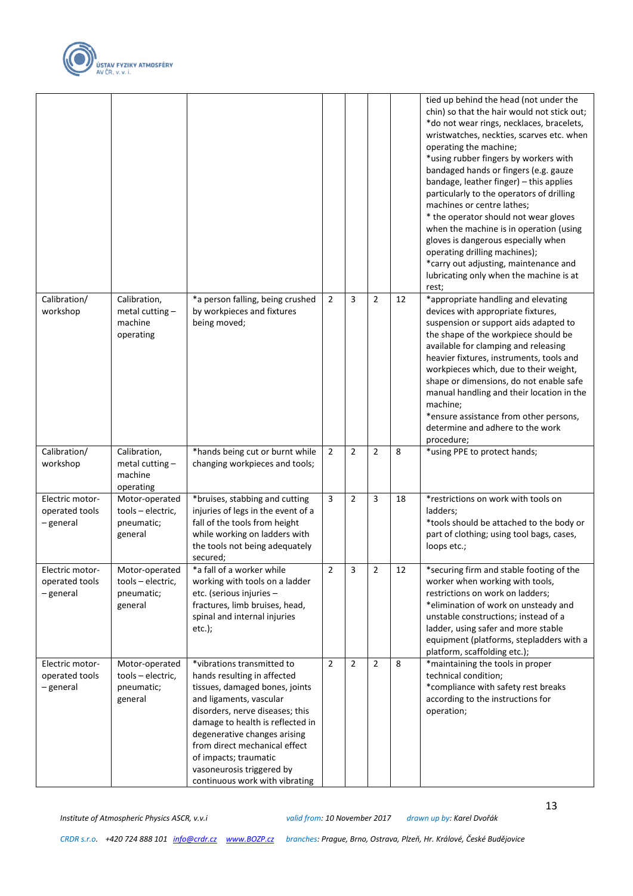| | | | | | | | |
|---|---|---|---|---|---|---|---|
| | | | | | | | tied up behind the head (not under the chin) so that the hair would not stick out; *do not wear rings, necklaces, bracelets, wristwatches, neckties, scarves etc. when operating the machine; *using rubber fingers by workers with bandaged hands or fingers (e.g. gauze bandage, leather finger) – this applies particularly to the operators of drilling machines or centre lathes; * the operator should not wear gloves when the machine is in operation (using gloves is dangerous especially when operating drilling machines); *carry out adjusting, maintenance and lubricating only when the machine is at rest; |
| Calibration/ workshop | Calibration, metal cutting – machine operating | *a person falling, being crushed by workpieces and fixtures being moved; | 2 | 3 | 2 | 12 | *appropriate handling and elevating devices with appropriate fixtures, suspension or support aids adapted to the shape of the workpiece should be available for clamping and releasing heavier fixtures, instruments, tools and workpieces which, due to their weight, shape or dimensions, do not enable safe manual handling and their location in the machine; *ensure assistance from other persons, determine and adhere to the work procedure; |
| Calibration/ workshop | Calibration, metal cutting – machine operating | *hands being cut or burnt while changing workpieces and tools; | 2 | 2 | 2 | 8 | *using PPE to protect hands; |
| Electric motor-operated tools – general | Motor-operated tools – electric, pneumatic; general | *bruises, stabbing and cutting injuries of legs in the event of a fall of the tools from height while working on ladders with the tools not being adequately secured; | 3 | 2 | 3 | 18 | *restrictions on work with tools on ladders; *tools should be attached to the body or part of clothing; using tool bags, cases, loops etc.; |
| Electric motor-operated tools – general | Motor-operated tools – electric, pneumatic; general | *a fall of a worker while working with tools on a ladder etc. (serious injuries – fractures, limb bruises, head, spinal and internal injuries etc.); | 2 | 3 | 2 | 12 | *securing firm and stable footing of the worker when working with tools, restrictions on work on ladders; *elimination of work on unsteady and unstable constructions; instead of a ladder, using safer and more stable equipment (platforms, stepladders with a platform, scaffolding etc.); |
| Electric motor-operated tools – general | Motor-operated tools – electric, pneumatic; general | *vibrations transmitted to hands resulting in affected tissues, damaged bones, joints and ligaments, vascular disorders, nerve diseases; this damage to health is reflected in degenerative changes arising from direct mechanical effect of impacts; traumatic vasoneurosis triggered by continuous work with vibrating | 2 | 2 | 2 | 8 | *maintaining the tools in proper technical condition; *compliance with safety rest breaks according to the instructions for operation; |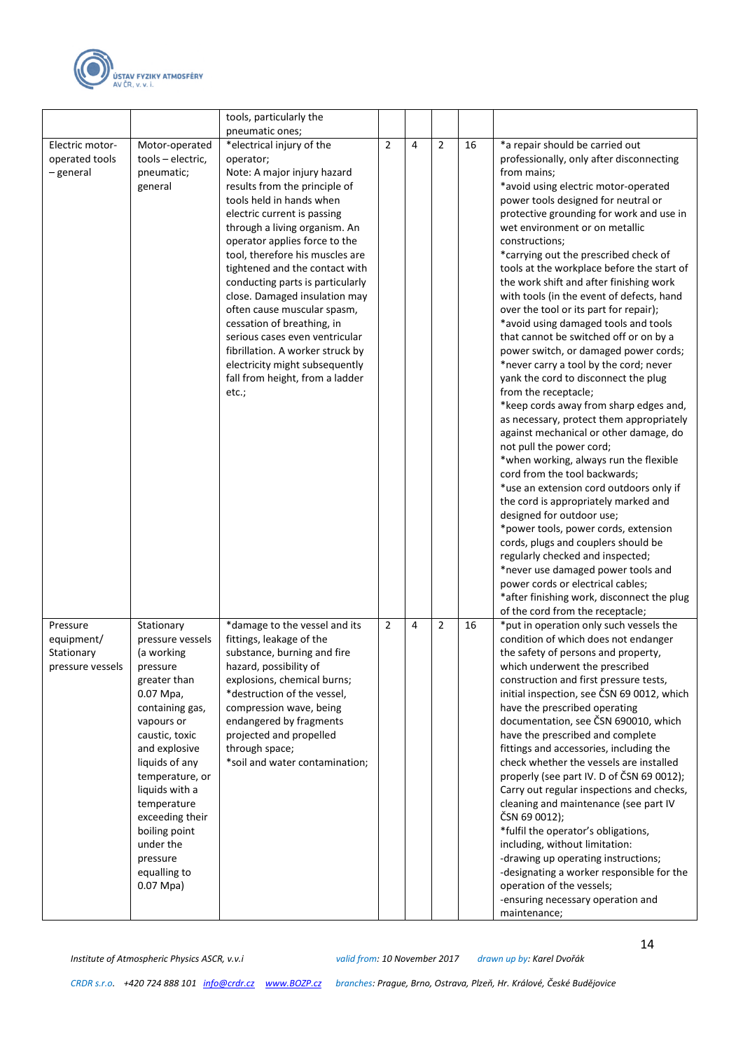| | | tools, particularly the pneumatic ones; | | | | | |
|---|---|---|---|---|---|---|---|
| Electric motor-operated tools – general | Motor-operated tools – electric, pneumatic; general | *electrical injury of the operator;<br>Note: A major injury hazard results from the principle of tools held in hands when electric current is passing through a living organism. An operator applies force to the tool, therefore his muscles are tightened and the contact with conducting parts is particularly close. Damaged insulation may often cause muscular spasm, cessation of breathing, in serious cases even ventricular fibrillation. A worker struck by electricity might subsequently fall from height, from a ladder etc.; | 2 | 4 | 2 | 16 | *a repair should be carried out professionally, only after disconnecting from mains;<br>*avoid using electric motor-operated power tools designed for neutral or protective grounding for work and use in wet environment or on metallic constructions;<br>*carrying out the prescribed check of tools at the workplace before the start of the work shift and after finishing work with tools (in the event of defects, hand over the tool or its part for repair);<br>*avoid using damaged tools and tools that cannot be switched off or on by a power switch, or damaged power cords;<br>*never carry a tool by the cord; never yank the cord to disconnect the plug from the receptacle;<br>*keep cords away from sharp edges and, as necessary, protect them appropriately against mechanical or other damage, do not pull the power cord;<br>*when working, always run the flexible cord from the tool backwards;<br>*use an extension cord outdoors only if the cord is appropriately marked and designed for outdoor use;<br>*power tools, power cords, extension cords, plugs and couplers should be regularly checked and inspected;<br>*never use damaged power tools and power cords or electrical cables;<br>*after finishing work, disconnect the plug of the cord from the receptacle; |
| Pressure equipment/ Stationary pressure vessels | Stationary pressure vessels (a working pressure greater than 0.07 Mpa, containing gas, vapours or caustic, toxic and explosive liquids of any temperature, or liquids with a temperature exceeding their boiling point under the pressure equalling to 0.07 Mpa) | *damage to the vessel and its fittings, leakage of the substance, burning and fire hazard, possibility of explosions, chemical burns;<br>*destruction of the vessel, compression wave, being endangered by fragments projected and propelled through space;<br>*soil and water contamination; | 2 | 4 | 2 | 16 | *put in operation only such vessels the condition of which does not endanger the safety of persons and property, which underwent the prescribed construction and first pressure tests, initial inspection, see ČSN 69 0012, which have the prescribed operating documentation, see ČSN 690010, which have the prescribed and complete fittings and accessories, including the check whether the vessels are installed properly (see part IV. D of ČSN 69 0012); Carry out regular inspections and checks, cleaning and maintenance (see part IV ČSN 69 0012);<br>*fulfil the operator's obligations, including, without limitation:<br>-drawing up operating instructions;<br>-designating a worker responsible for the operation of the vessels;<br>-ensuring necessary operation and maintenance; |

*Institute of Atmospheric Physics ASCR, v.v.i* *valid from: 10 November 2017* *drawn up by: Karel Dvořák*

*CRDR s.r.o.* +420 724 888 101 info@crdr.cz www.BOZP.cz *branches: Prague, Brno, Ostrava, Plzeň, Hr. Králové, České Budějovice*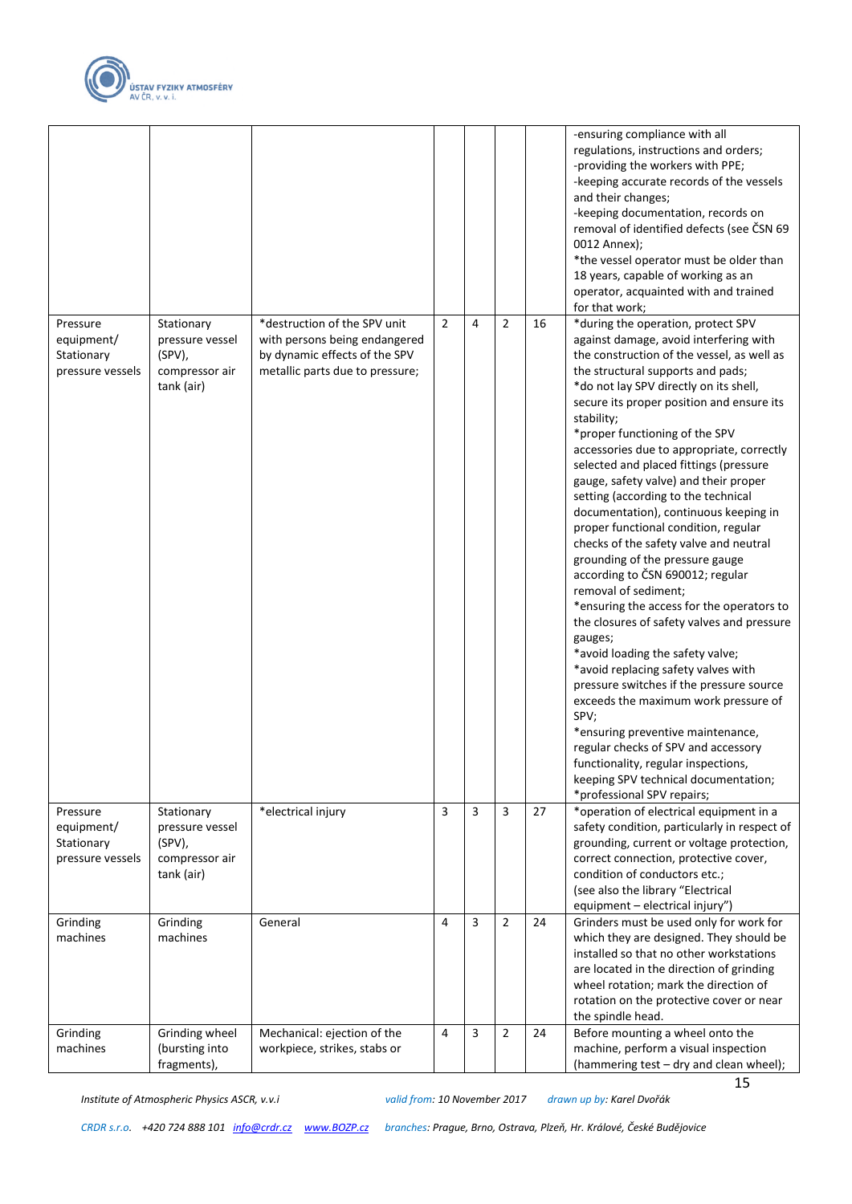| | | | | | | | |
|---|---|---|---|---|---|---|---|
| | | | | | | | -ensuring compliance with all regulations, instructions and orders;<br>-providing the workers with PPE;<br>-keeping accurate records of the vessels and their changes;<br>-keeping documentation, records on removal of identified defects (see ČSN 69 0012 Annex);<br>*the vessel operator must be older than 18 years, capable of working as an operator, acquainted with and trained for that work; |
| Pressure equipment/ Stationary pressure vessels | Stationary pressure vessel (SPV), compressor air tank (air) | *destruction of the SPV unit with persons being endangered by dynamic effects of the SPV metallic parts due to pressure; | 2 | 4 | 2 | 16 | *during the operation, protect SPV against damage, avoid interfering with the construction of the vessel, as well as the structural supports and pads;<br>*do not lay SPV directly on its shell, secure its proper position and ensure its stability;<br>*proper functioning of the SPV accessories due to appropriate, correctly selected and placed fittings (pressure gauge, safety valve) and their proper setting (according to the technical documentation), continuous keeping in proper functional condition, regular checks of the safety valve and neutral grounding of the pressure gauge according to ČSN 690012; regular removal of sediment;<br>*ensuring the access for the operators to the closures of safety valves and pressure gauges;<br>*avoid loading the safety valve;<br>*avoid replacing safety valves with pressure switches if the pressure source exceeds the maximum work pressure of SPV;<br>*ensuring preventive maintenance, regular checks of SPV and accessory functionality, regular inspections, keeping SPV technical documentation;<br>*professional SPV repairs; |
| Pressure equipment/ Stationary pressure vessels | Stationary pressure vessel (SPV), compressor air tank (air) | *electrical injury | 3 | 3 | 3 | 27 | *operation of electrical equipment in a safety condition, particularly in respect of grounding, current or voltage protection, correct connection, protective cover, condition of conductors etc.;<br>(see also the library "Electrical equipment – electrical injury") |
| Grinding machines | Grinding machines | General | 4 | 3 | 2 | 24 | Grinders must be used only for work for which they are designed. They should be installed so that no other workstations are located in the direction of grinding wheel rotation; mark the direction of rotation on the protective cover or near the spindle head. |
| Grinding machines | Grinding wheel (bursting into fragments), | Mechanical: ejection of the workpiece, strikes, stabs or | 4 | 3 | 2 | 24 | Before mounting a wheel onto the machine, perform a visual inspection (hammering test – dry and clean wheel); |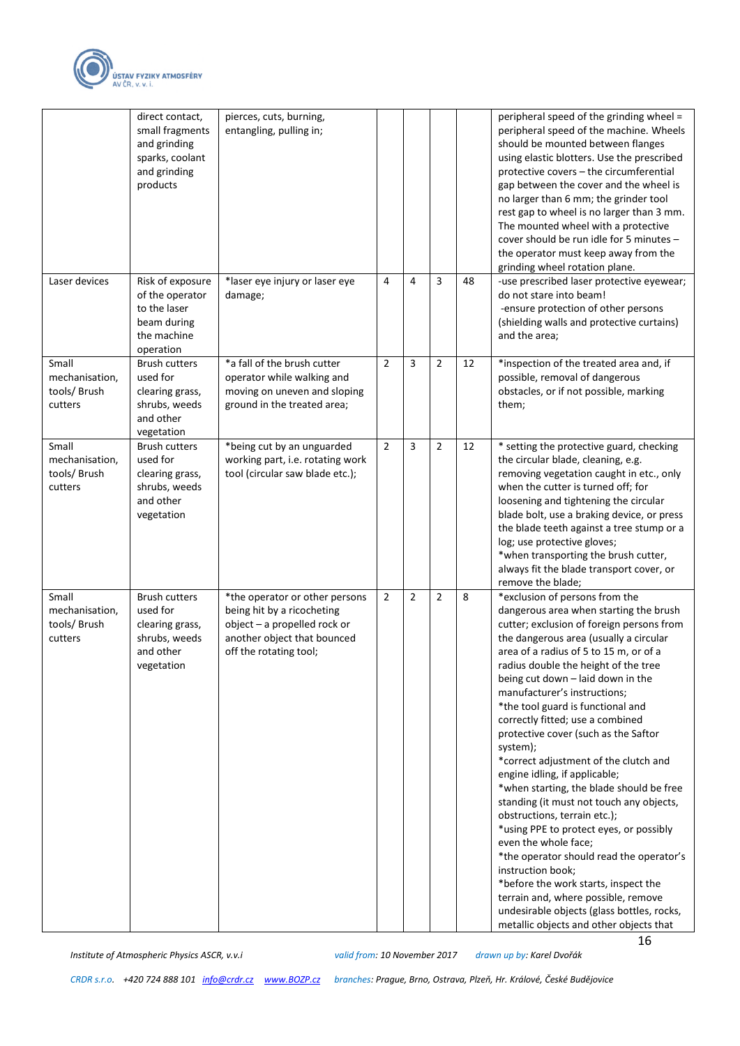| | | | | | | | |
|---|---|---|---|---|---|---|---|
| | direct contact, small fragments and grinding sparks, coolant and grinding products | pierces, cuts, burning, entangling, pulling in; | | | | | peripheral speed of the grinding wheel = peripheral speed of the machine. Wheels should be mounted between flanges using elastic blotters. Use the prescribed protective covers – the circumferential gap between the cover and the wheel is no larger than 6 mm; the grinder tool rest gap to wheel is no larger than 3 mm. The mounted wheel with a protective cover should be run idle for 5 minutes – the operator must keep away from the grinding wheel rotation plane. |
| Laser devices | Risk of exposure of the operator to the laser beam during the machine operation | *laser eye injury or laser eye damage; | 4 | 4 | 3 | 48 | -use prescribed laser protective eyewear; do not stare into beam!<br>-ensure protection of other persons (shielding walls and protective curtains) and the area; |
| Small mechanisation, tools/ Brush cutters | Brush cutters used for clearing grass, shrubs, weeds and other vegetation | *a fall of the brush cutter operator while walking and moving on uneven and sloping ground in the treated area; | 2 | 3 | 2 | 12 | *inspection of the treated area and, if possible, removal of dangerous obstacles, or if not possible, marking them; |
| Small mechanisation, tools/ Brush cutters | Brush cutters used for clearing grass, shrubs, weeds and other vegetation | *being cut by an unguarded working part, i.e. rotating work tool (circular saw blade etc.); | 2 | 3 | 2 | 12 | * setting the protective guard, checking the circular blade, cleaning, e.g. removing vegetation caught in etc., only when the cutter is turned off; for loosening and tightening the circular blade bolt, use a braking device, or press the blade teeth against a tree stump or a log; use protective gloves;<br>*when transporting the brush cutter, always fit the blade transport cover, or remove the blade; |
| Small mechanisation, tools/ Brush cutters | Brush cutters used for clearing grass, shrubs, weeds and other vegetation | *the operator or other persons being hit by a ricocheting object – a propelled rock or another object that bounced off the rotating tool; | 2 | 2 | 2 | 8 | *exclusion of persons from the dangerous area when starting the brush cutter; exclusion of foreign persons from the dangerous area (usually a circular area of a radius of 5 to 15 m, or of a radius double the height of the tree being cut down – laid down in the manufacturer's instructions;<br>*the tool guard is functional and correctly fitted; use a combined protective cover (such as the Saftor system);<br>*correct adjustment of the clutch and engine idling, if applicable;<br>*when starting, the blade should be free standing (it must not touch any objects, obstructions, terrain etc.);<br>*using PPE to protect eyes, or possibly even the whole face;<br>*the operator should read the operator's instruction book;<br>*before the work starts, inspect the terrain and, where possible, remove undesirable objects (glass bottles, rocks, metallic objects and other objects that |

*Institute of Atmospheric Physics ASCR, v.v.i* *valid from: 10 November 2017* *drawn up by: Karel Dvořák*

*CRDR s.r.o.* *+420 724 888 101* *info@crdr.cz* *www.BOZP.cz* *branches: Prague, Brno, Ostrava, Plzeň, Hr. Králové, České Budějovice*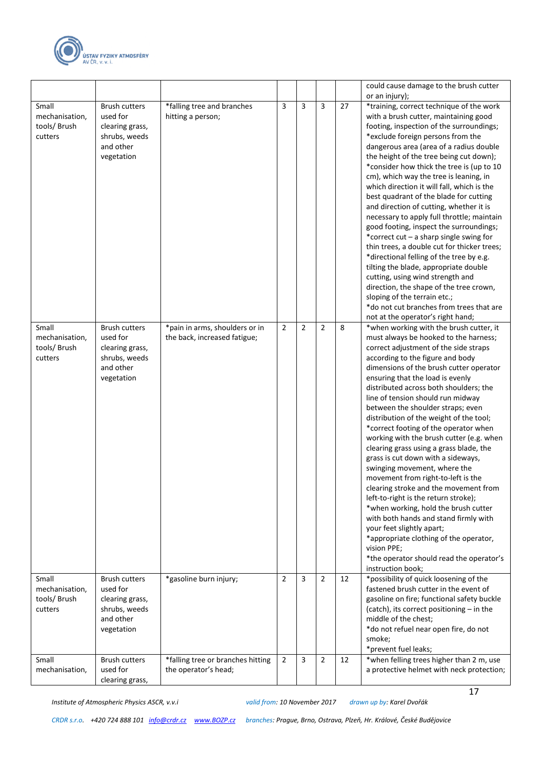| | | | | | | | |
|---|---|---|---|---|---|---|---|
| | | | | | | | could cause damage to the brush cutter or an injury); |
| Small mechanisation, tools/ Brush cutters | Brush cutters used for clearing grass, shrubs, weeds and other vegetation | *falling tree and branches hitting a person; | 3 | 3 | 3 | 27 | *training, correct technique of the work with a brush cutter, maintaining good footing, inspection of the surroundings;<br>*exclude foreign persons from the dangerous area (area of a radius double the height of the tree being cut down);<br>*consider how thick the tree is (up to 10 cm), which way the tree is leaning, in which direction it will fall, which is the best quadrant of the blade for cutting and direction of cutting, whether it is necessary to apply full throttle; maintain good footing, inspect the surroundings;<br>*correct cut – a sharp single swing for thin trees, a double cut for thicker trees;<br>*directional felling of the tree by e.g. tilting the blade, appropriate double cutting, using wind strength and direction, the shape of the tree crown, sloping of the terrain etc.;<br>*do not cut branches from trees that are not at the operator's right hand; |
| Small mechanisation, tools/ Brush cutters | Brush cutters used for clearing grass, shrubs, weeds and other vegetation | *pain in arms, shoulders or in the back, increased fatigue; | 2 | 2 | 2 | 8 | *when working with the brush cutter, it must always be hooked to the harness; correct adjustment of the side straps according to the figure and body dimensions of the brush cutter operator ensuring that the load is evenly distributed across both shoulders; the line of tension should run midway between the shoulder straps; even distribution of the weight of the tool;<br>*correct footing of the operator when working with the brush cutter (e.g. when clearing grass using a grass blade, the grass is cut down with a sideways, swinging movement, where the movement from right-to-left is the clearing stroke and the movement from left-to-right is the return stroke);<br>*when working, hold the brush cutter with both hands and stand firmly with your feet slightly apart;<br>*appropriate clothing of the operator, vision PPE;<br>*the operator should read the operator's instruction book; |
| Small mechanisation, tools/ Brush cutters | Brush cutters used for clearing grass, shrubs, weeds and other vegetation | *gasoline burn injury; | 2 | 3 | 2 | 12 | *possibility of quick loosening of the fastened brush cutter in the event of gasoline on fire; functional safety buckle (catch), its correct positioning – in the middle of the chest;<br>*do not refuel near open fire, do not smoke;<br>*prevent fuel leaks; |
| Small mechanisation, | Brush cutters used for clearing grass, | *falling tree or branches hitting the operator's head; | 2 | 3 | 2 | 12 | *when felling trees higher than 2 m, use a protective helmet with neck protection; |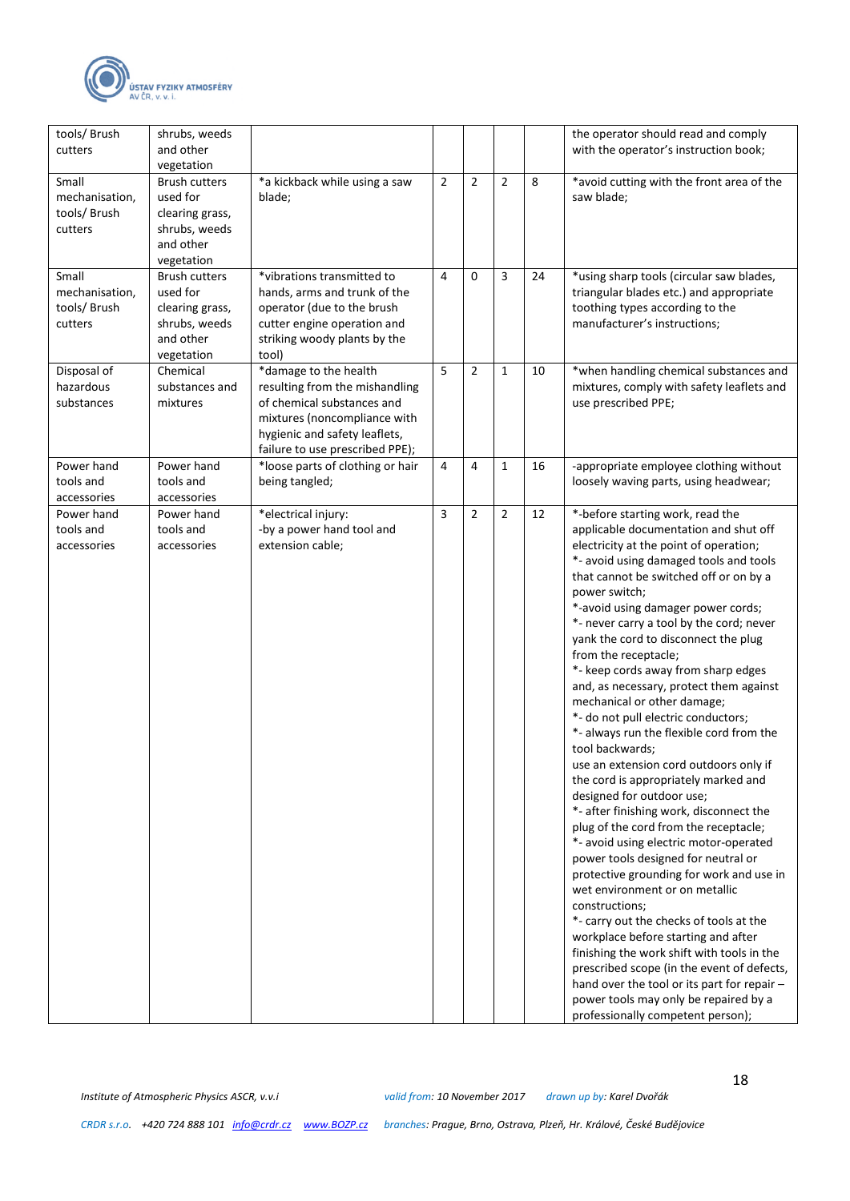| | | | | | | | |
|---|---|---|---|---|---|---|---|
| tools/ Brush cutters | shrubs, weeds and other vegetation | | | | | | the operator should read and comply with the operator's instruction book; |
| Small mechanisation, tools/ Brush cutters | Brush cutters used for clearing grass, shrubs, weeds and other vegetation | *a kickback while using a saw blade; | 2 | 2 | 2 | 8 | *avoid cutting with the front area of the saw blade; |
| Small mechanisation, tools/ Brush cutters | Brush cutters used for clearing grass, shrubs, weeds and other vegetation | *vibrations transmitted to hands, arms and trunk of the operator (due to the brush cutter engine operation and striking woody plants by the tool) | 4 | 0 | 3 | 24 | *using sharp tools (circular saw blades, triangular blades etc.) and appropriate toothing types according to the manufacturer's instructions; |
| Disposal of hazardous substances | Chemical substances and mixtures | *damage to the health resulting from the mishandling of chemical substances and mixtures (noncompliance with hygienic and safety leaflets, failure to use prescribed PPE); | 5 | 2 | 1 | 10 | *when handling chemical substances and mixtures, comply with safety leaflets and use prescribed PPE; |
| Power hand tools and accessories | Power hand tools and accessories | *loose parts of clothing or hair being tangled; | 4 | 4 | 1 | 16 | -appropriate employee clothing without loosely waving parts, using headwear; |
| Power hand tools and accessories | Power hand tools and accessories | *electrical injury:<br>-by a power hand tool and extension cable; | 3 | 2 | 2 | 12 | *-before starting work, read the applicable documentation and shut off electricity at the point of operation;<br>*- avoid using damaged tools and tools that cannot be switched off or on by a power switch;<br>*-avoid using damager power cords;<br>*- never carry a tool by the cord; never yank the cord to disconnect the plug from the receptacle;<br>*- keep cords away from sharp edges and, as necessary, protect them against mechanical or other damage;<br>*- do not pull electric conductors;<br>*- always run the flexible cord from the tool backwards;<br>use an extension cord outdoors only if the cord is appropriately marked and designed for outdoor use;<br>*- after finishing work, disconnect the plug of the cord from the receptacle;<br>*- avoid using electric motor-operated power tools designed for neutral or protective grounding for work and use in wet environment or on metallic constructions;<br>*- carry out the checks of tools at the workplace before starting and after finishing the work shift with tools in the prescribed scope (in the event of defects, hand over the tool or its part for repair – power tools may only be repaired by a professionally competent person); |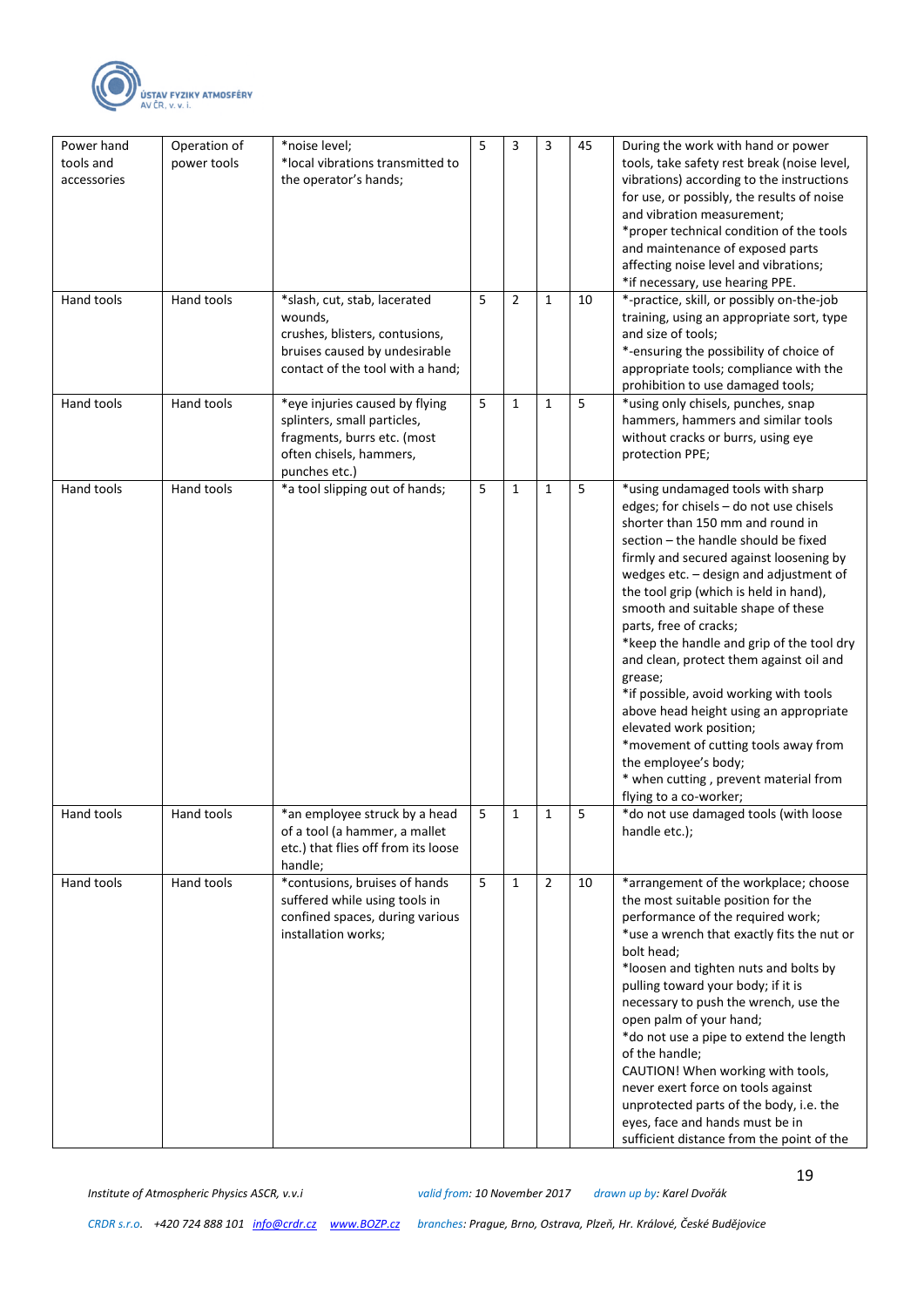| | | | | | | | |
|---|---|---|---|---|---|---|---|
| Power hand tools and accessories | Operation of power tools | *noise level;<br>*local vibrations transmitted to the operator's hands; | 5 | 3 | 3 | 45 | During the work with hand or power tools, take safety rest break (noise level, vibrations) according to the instructions for use, or possibly, the results of noise and vibration measurement;<br>*proper technical condition of the tools and maintenance of exposed parts affecting noise level and vibrations;<br>*if necessary, use hearing PPE. |
| Hand tools | Hand tools | *slash, cut, stab, lacerated wounds,<br>crushes, blisters, contusions, bruises caused by undesirable contact of the tool with a hand; | 5 | 2 | 1 | 10 | *-practice, skill, or possibly on-the-job training, using an appropriate sort, type and size of tools;<br>*-ensuring the possibility of choice of appropriate tools; compliance with the prohibition to use damaged tools; |
| Hand tools | Hand tools | *eye injuries caused by flying splinters, small particles, fragments, burrs etc. (most often chisels, hammers, punches etc.) | 5 | 1 | 1 | 5 | *using only chisels, punches, snap hammers, hammers and similar tools without cracks or burrs, using eye protection PPE; |
| Hand tools | Hand tools | *a tool slipping out of hands; | 5 | 1 | 1 | 5 | *using undamaged tools with sharp edges; for chisels – do not use chisels shorter than 150 mm and round in section – the handle should be fixed firmly and secured against loosening by wedges etc. – design and adjustment of the tool grip (which is held in hand), smooth and suitable shape of these parts, free of cracks;<br>*keep the handle and grip of the tool dry and clean, protect them against oil and grease;<br>*if possible, avoid working with tools above head height using an appropriate elevated work position;<br>*movement of cutting tools away from the employee's body;<br>* when cutting , prevent material from flying to a co-worker; |
| Hand tools | Hand tools | *an employee struck by a head of a tool (a hammer, a mallet etc.) that flies off from its loose handle; | 5 | 1 | 1 | 5 | *do not use damaged tools (with loose handle etc.); |
| Hand tools | Hand tools | *contusions, bruises of hands suffered while using tools in confined spaces, during various installation works; | 5 | 1 | 2 | 10 | *arrangement of the workplace; choose the most suitable position for the performance of the required work;<br>*use a wrench that exactly fits the nut or bolt head;<br>*loosen and tighten nuts and bolts by pulling toward your body; if it is necessary to push the wrench, use the open palm of your hand;<br>*do not use a pipe to extend the length of the handle;<br>CAUTION! When working with tools, never exert force on tools against unprotected parts of the body, i.e. the eyes, face and hands must be in sufficient distance from the point of the |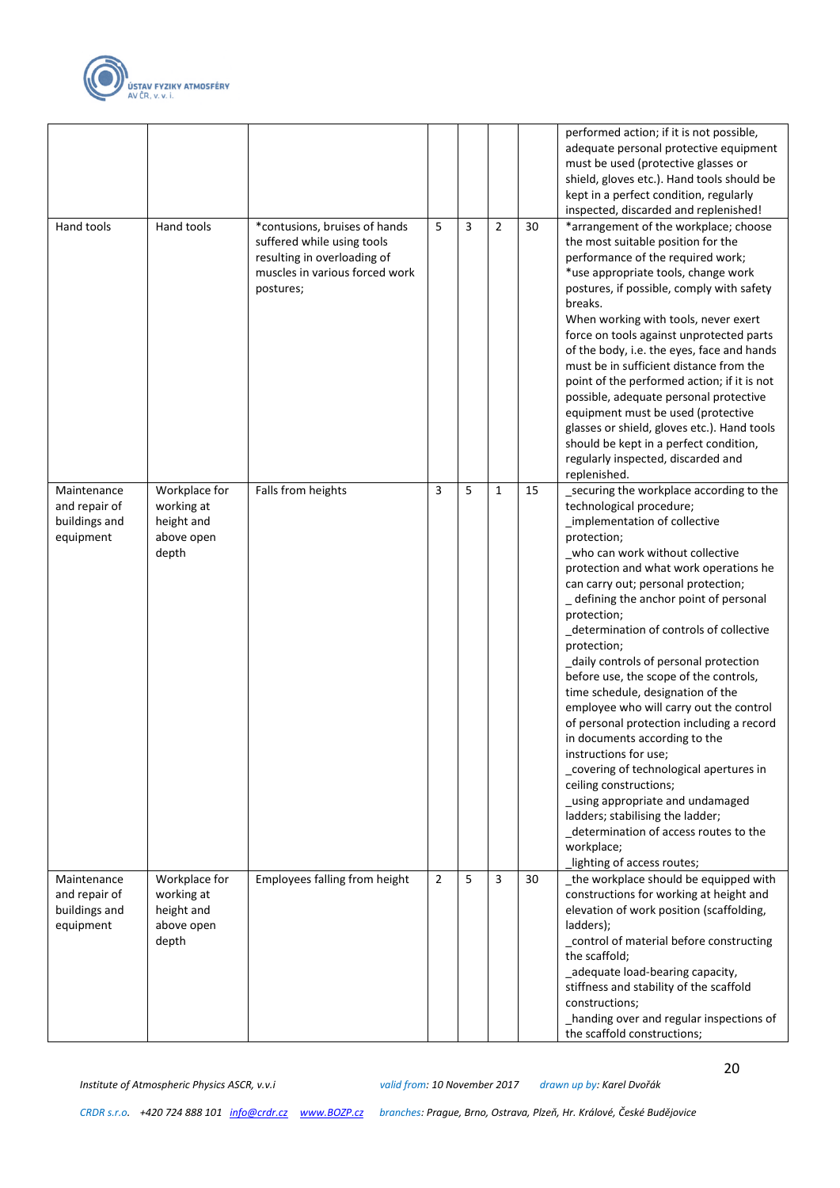| | | | | | | | |
|---|---|---|---|---|---|---|---|
| | | | | | | | performed action; if it is not possible, adequate personal protective equipment must be used (protective glasses or shield, gloves etc.). Hand tools should be kept in a perfect condition, regularly inspected, discarded and replenished! |
| Hand tools | Hand tools | *contusions, bruises of hands suffered while using tools resulting in overloading of muscles in various forced work postures; | 5 | 3 | 2 | 30 | *arrangement of the workplace; choose the most suitable position for the performance of the required work;<br>*use appropriate tools, change work postures, if possible, comply with safety breaks.<br>When working with tools, never exert force on tools against unprotected parts of the body, i.e. the eyes, face and hands must be in sufficient distance from the point of the performed action; if it is not possible, adequate personal protective equipment must be used (protective glasses or shield, gloves etc.). Hand tools should be kept in a perfect condition, regularly inspected, discarded and replenished. |
| Maintenance and repair of buildings and equipment | Workplace for working at height and above open depth | Falls from heights | 3 | 5 | 1 | 15 | _securing the workplace according to the technological procedure;<br>_implementation of collective protection;<br>_who can work without collective protection and what work operations he can carry out; personal protection;<br>_ defining the anchor point of personal protection;<br>_determination of controls of collective protection;<br>_daily controls of personal protection before use, the scope of the controls, time schedule, designation of the employee who will carry out the control of personal protection including a record in documents according to the instructions for use;<br>_covering of technological apertures in ceiling constructions;<br>_using appropriate and undamaged ladders; stabilising the ladder;<br>_determination of access routes to the workplace;<br>_lighting of access routes; |
| Maintenance and repair of buildings and equipment | Workplace for working at height and above open depth | Employees falling from height | 2 | 5 | 3 | 30 | _the workplace should be equipped with constructions for working at height and elevation of work position (scaffolding, ladders);<br>_control of material before constructing the scaffold;<br>_adequate load-bearing capacity, stiffness and stability of the scaffold constructions;<br>_handing over and regular inspections of the scaffold constructions; |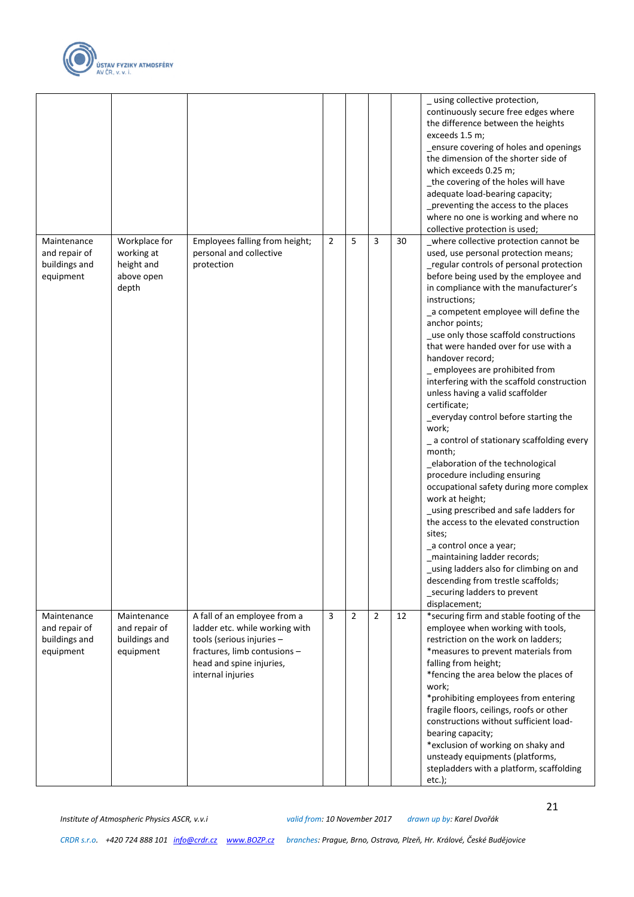| | | | | | | | |
|---|---|---|---|---|---|---|---|
| | | | | | | | _ using collective protection, continuously secure free edges where the difference between the heights exceeds 1.5 m;<br>_ensure covering of holes and openings the dimension of the shorter side of which exceeds 0.25 m;<br>_the covering of the holes will have adequate load-bearing capacity;<br>_preventing the access to the places where no one is working and where no collective protection is used; |
| Maintenance and repair of buildings and equipment | Workplace for working at height and above open depth | Employees falling from height; personal and collective protection | 2 | 5 | 3 | 30 | _where collective protection cannot be used, use personal protection means;<br>_regular controls of personal protection before being used by the employee and in compliance with the manufacturer's instructions;<br>_a competent employee will define the anchor points;<br>_use only those scaffold constructions that were handed over for use with a handover record;<br>_ employees are prohibited from interfering with the scaffold construction unless having a valid scaffolder certificate;<br>_everyday control before starting the work;<br>_ a control of stationary scaffolding every month;<br>_elaboration of the technological procedure including ensuring occupational safety during more complex work at height;<br>_using prescribed and safe ladders for the access to the elevated construction sites;<br>_a control once a year;<br>_maintaining ladder records;<br>_using ladders also for climbing on and descending from trestle scaffolds;<br>_securing ladders to prevent displacement; |
| Maintenance and repair of buildings and equipment | Maintenance and repair of buildings and equipment | A fall of an employee from a ladder etc. while working with tools (serious injuries – fractures, limb contusions – head and spine injuries, internal injuries | 3 | 2 | 2 | 12 | *securing firm and stable footing of the employee when working with tools, restriction on the work on ladders;<br>*measures to prevent materials from falling from height;<br>*fencing the area below the places of work;<br>*prohibiting employees from entering fragile floors, ceilings, roofs or other constructions without sufficient load-bearing capacity;<br>*exclusion of working on shaky and unsteady equipments (platforms, stepladders with a platform, scaffolding etc.); |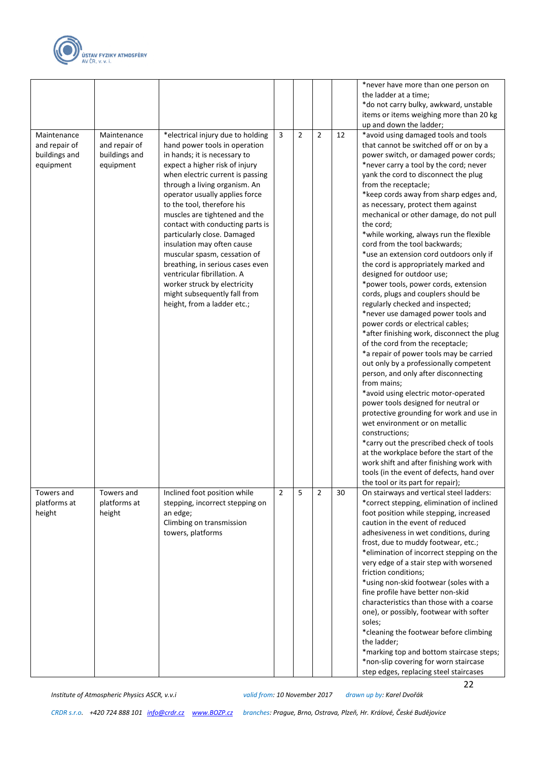| | | | | | | | |
|---|---|---|---|---|---|---|---|
| | | | | | | | *never have more than one person on the ladder at a time;<br>*do not carry bulky, awkward, unstable items or items weighing more than 20 kg up and down the ladder; |
| Maintenance and repair of buildings and equipment | Maintenance and repair of buildings and equipment | *electrical injury due to holding hand power tools in operation in hands; it is necessary to expect a higher risk of injury when electric current is passing through a living organism. An operator usually applies force to the tool, therefore his muscles are tightened and the contact with conducting parts is particularly close. Damaged insulation may often cause muscular spasm, cessation of breathing, in serious cases even ventricular fibrillation. A worker struck by electricity might subsequently fall from height, from a ladder etc.; | 3 | 2 | 2 | 12 | *avoid using damaged tools and tools that cannot be switched off or on by a power switch, or damaged power cords;<br>*never carry a tool by the cord; never yank the cord to disconnect the plug from the receptacle;<br>*keep cords away from sharp edges and, as necessary, protect them against mechanical or other damage, do not pull the cord;<br>*while working, always run the flexible cord from the tool backwards;<br>*use an extension cord outdoors only if the cord is appropriately marked and designed for outdoor use;<br>*power tools, power cords, extension cords, plugs and couplers should be regularly checked and inspected;<br>*never use damaged power tools and power cords or electrical cables;<br>*after finishing work, disconnect the plug of the cord from the receptacle;<br>*a repair of power tools may be carried out only by a professionally competent person, and only after disconnecting from mains;<br>*avoid using electric motor-operated power tools designed for neutral or protective grounding for work and use in wet environment or on metallic constructions;<br>*carry out the prescribed check of tools at the workplace before the start of the work shift and after finishing work with tools (in the event of defects, hand over the tool or its part for repair); |
| Towers and platforms at height | Towers and platforms at height | Inclined foot position while stepping, incorrect stepping on an edge;<br>Climbing on transmission towers, platforms | 2 | 5 | 2 | 30 | On stairways and vertical steel ladders:<br>*correct stepping, elimination of inclined foot position while stepping, increased caution in the event of reduced adhesiveness in wet conditions, during frost, due to muddy footwear, etc.;<br>*elimination of incorrect stepping on the very edge of a stair step with worsened friction conditions;<br>*using non-skid footwear (soles with a fine profile have better non-skid characteristics than those with a coarse one), or possibly, footwear with softer soles;<br>*cleaning the footwear before climbing the ladder;<br>*marking top and bottom staircase steps;<br>*non-slip covering for worn staircase step edges, replacing steel staircases |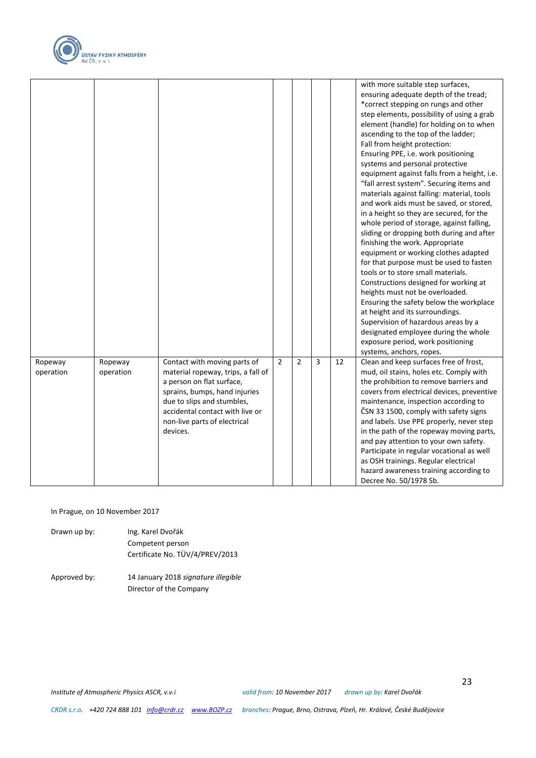|  |  |  |  |  |  |  |  |
|---|---|---|---|---|---|---|---|
|  |  |  |  |  |  |  | with more suitable step surfaces, ensuring adequate depth of the tread; *correct stepping on rungs and other step elements, possibility of using a grab element (handle) for holding on to when ascending to the top of the ladder; Fall from height protection: Ensuring PPE, i.e. work positioning systems and personal protective equipment against falls from a height, i.e. "fall arrest system". Securing items and materials against falling: material, tools and work aids must be saved, or stored, in a height so they are secured, for the whole period of storage, against falling, sliding or dropping both during and after finishing the work. Appropriate equipment or working clothes adapted for that purpose must be used to fasten tools or to store small materials. Constructions designed for working at heights must not be overloaded. Ensuring the safety below the workplace at height and its surroundings. Supervision of hazardous areas by a designated employee during the whole exposure period, work positioning systems, anchors, ropes. |
| Ropeway operation | Ropeway operation | Contact with moving parts of material ropeway, trips, a fall of a person on flat surface, sprains, bumps, hand injuries due to slips and stumbles, accidental contact with live or non-live parts of electrical devices. | 2 | 2 | 3 | 12 | Clean and keep surfaces free of frost, mud, oil stains, holes etc. Comply with the prohibition to remove barriers and covers from electrical devices, preventive maintenance, inspection according to ČSN 33 1500, comply with safety signs and labels. Use PPE properly, never step in the path of the ropeway moving parts, and pay attention to your own safety. Participate in regular vocational as well as OSH trainings. Regular electrical hazard awareness training according to Decree No. 50/1978 Sb. |

In Prague, on 10 November 2017

Drawn up by: Ing. Karel Dvořák
Competent person
Certificate No. TÜV/4/PREV/2013

Approved by: 14 January 2018 *signature illegible*
Director of the Company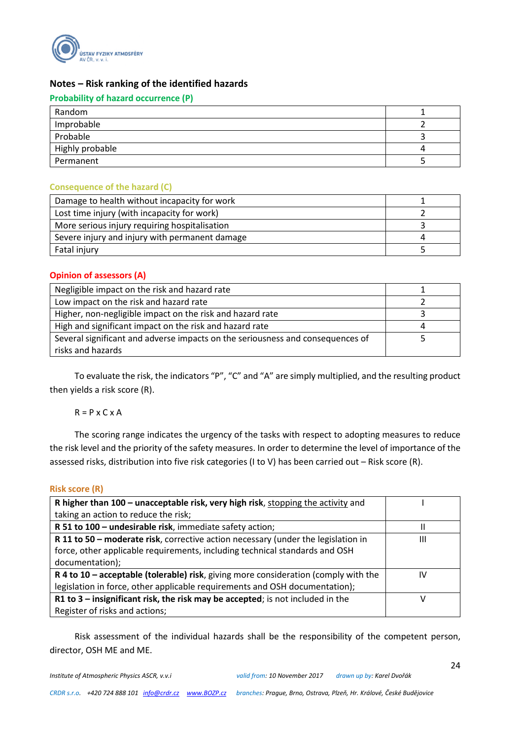## Notes – Risk ranking of the identified hazards

### Probability of hazard occurrence (P)

| | |
|---|---|
| Random | 1 |
| Improbable | 2 |
| Probable | 3 |
| Highly probable | 4 |
| Permanent | 5 |

### Consequence of the hazard (C)

| | |
|---|---|
| Damage to health without incapacity for work | 1 |
| Lost time injury (with incapacity for work) | 2 |
| More serious injury requiring hospitalisation | 3 |
| Severe injury and injury with permanent damage | 4 |
| Fatal injury | 5 |

### Opinion of assessors (A)

| | |
|---|---|
| Negligible impact on the risk and hazard rate | 1 |
| Low impact on the risk and hazard rate | 2 |
| Higher, non-negligible impact on the risk and hazard rate | 3 |
| High and significant impact on the risk and hazard rate | 4 |
| Several significant and adverse impacts on the seriousness and consequences of risks and hazards | 5 |

To evaluate the risk, the indicators "P", "C" and "A" are simply multiplied, and the resulting product then yields a risk score (R).

$$R = P \times C \times A$$

The scoring range indicates the urgency of the tasks with respect to adopting measures to reduce the risk level and the priority of the safety measures. In order to determine the level of importance of the assessed risks, distribution into five risk categories (I to V) has been carried out – Risk score (R).

### Risk score (R)

| | |
|---|---|
| **R higher than 100 – unacceptable risk, very high risk**, stopping the activity and taking an action to reduce the risk; | I |
| **R 51 to 100 – undesirable risk**, immediate safety action; | II |
| **R 11 to 50 – moderate risk**, corrective action necessary (under the legislation in force, other applicable requirements, including technical standards and OSH documentation); | III |
| **R 4 to 10 – acceptable (tolerable) risk**, giving more consideration (comply with the legislation in force, other applicable requirements and OSH documentation); | IV |
| **R1 to 3 – insignificant risk, the risk may be accepted**; is not included in the Register of risks and actions; | V |

Risk assessment of the individual hazards shall be the responsibility of the competent person, director, OSH ME and ME.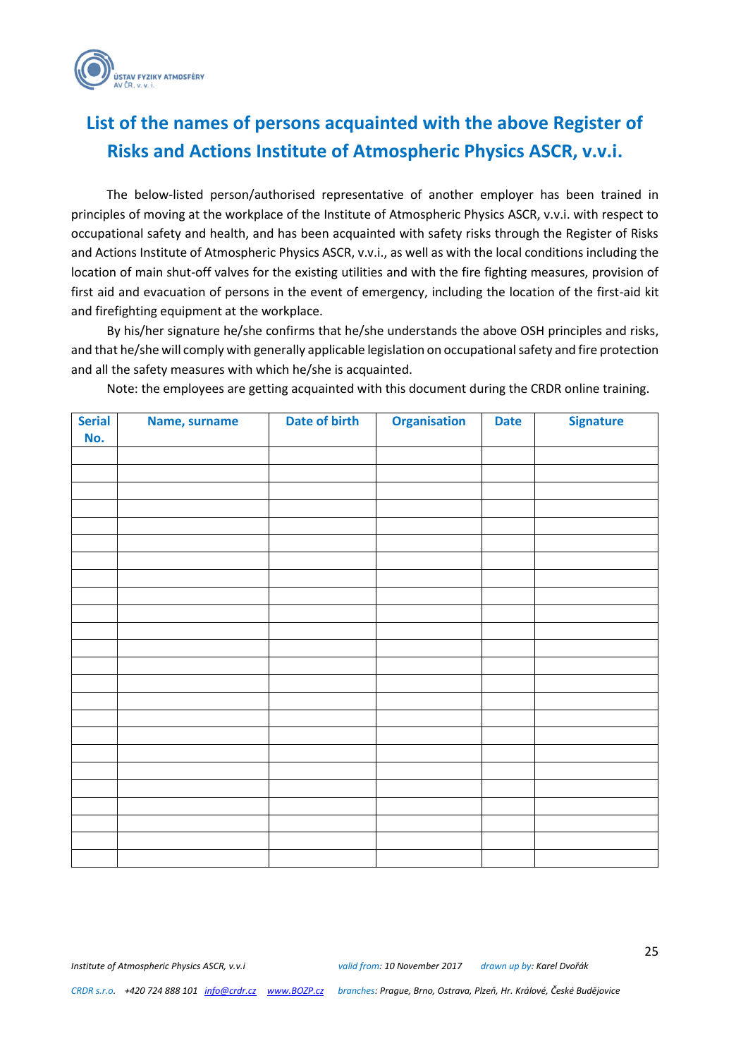## List of the names of persons acquainted with the above Register of Risks and Actions Institute of Atmospheric Physics ASCR, v.v.i.

The below-listed person/authorised representative of another employer has been trained in principles of moving at the workplace of the Institute of Atmospheric Physics ASCR, v.v.i. with respect to occupational safety and health, and has been acquainted with safety risks through the Register of Risks and Actions Institute of Atmospheric Physics ASCR, v.v.i., as well as with the local conditions including the location of main shut-off valves for the existing utilities and with the fire fighting measures, provision of first aid and evacuation of persons in the event of emergency, including the location of the first-aid kit and firefighting equipment at the workplace.

By his/her signature he/she confirms that he/she understands the above OSH principles and risks, and that he/she will comply with generally applicable legislation on occupational safety and fire protection and all the safety measures with which he/she is acquainted.

Note: the employees are getting acquainted with this document during the CRDR online training.

| Serial No. | Name, surname | Date of birth | Organisation | Date | Signature |
|---|---|---|---|---|---|
| | | | | | |
| | | | | | |
| | | | | | |
| | | | | | |
| | | | | | |
| | | | | | |
| | | | | | |
| | | | | | |
| | | | | | |
| | | | | | |
| | | | | | |
| | | | | | |
| | | | | | |
| | | | | | |
| | | | | | |
| | | | | | |
| | | | | | |
| | | | | | |
| | | | | | |
| | | | | | |
| | | | | | |
| | | | | | |
| | | | | | |
| | | | | | |